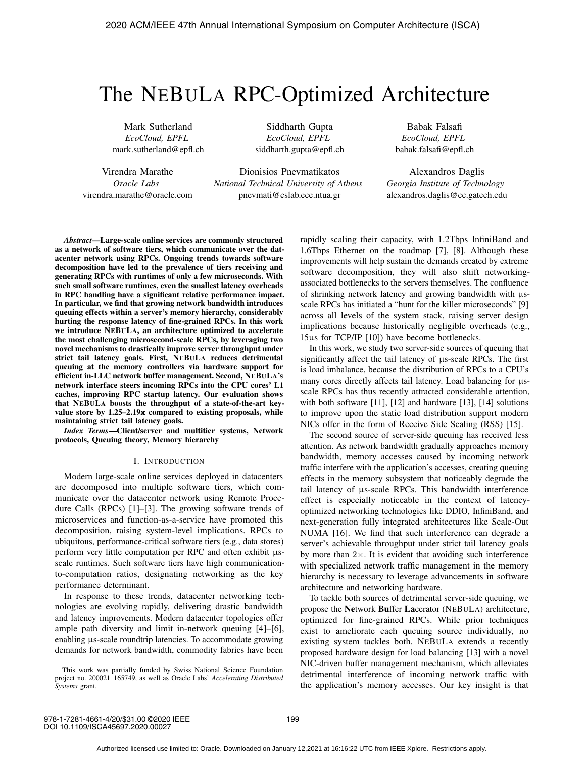# The NEBULA RPC-Optimized Architecture

Mark Sutherland
*EcoCloud, EPFL*
mark.sutherland@epfl.ch

Siddharth Gupta
*EcoCloud, EPFL*
siddharth.gupta@epfl.ch

Babak Falsafi
*EcoCloud, EPFL*
babak.falsafi@epfl.ch

Virendra Marathe
*Oracle Labs*
virendra.marathe@oracle.com

Dionisios Pnevmatikatos
*National Technical University of Athens*
pnevmati@cslab.ece.ntua.gr

Alexandros Daglis
*Georgia Institute of Technology*
alexandros.daglis@cc.gatech.edu

***Abstract*—Large-scale online services are commonly structured as a network of software tiers, which communicate over the datacenter network using RPCs. Ongoing trends towards software decomposition have led to the prevalence of tiers receiving and generating RPCs with runtimes of only a few microseconds. With such small software runtimes, even the smallest latency overheads in RPC handling have a significant relative performance impact. In particular, we find that growing network bandwidth introduces queuing effects within a server's memory hierarchy, considerably hurting the response latency of fine-grained RPCs. In this work we introduce NEBULA, an architecture optimized to accelerate the most challenging microsecond-scale RPCs, by leveraging two novel mechanisms to drastically improve server throughput under strict tail latency goals. First, NEBULA reduces detrimental queuing at the memory controllers via hardware support for efficient in-LLC network buffer management. Second, NEBULA's network interface steers incoming RPCs into the CPU cores' L1 caches, improving RPC startup latency. Our evaluation shows that NEBULA boosts the throughput of a state-of-the-art key-value store by 1.25–2.19x compared to existing proposals, while maintaining strict tail latency goals.**

***Index Terms*—Client/server and multitier systems, Network protocols, Queuing theory, Memory hierarchy**

## I. INTRODUCTION

Modern large-scale online services deployed in datacenters are decomposed into multiple software tiers, which communicate over the datacenter network using Remote Procedure Calls (RPCs) [1]–[3]. The growing software trends of microservices and function-as-a-service have promoted this decomposition, raising system-level implications. RPCs to ubiquitous, performance-critical software tiers (e.g., data stores) perform very little computation per RPC and often exhibit µs-scale runtimes. Such software tiers have high communication-to-computation ratios, designating networking as the key performance determinant.

In response to these trends, datacenter networking technologies are evolving rapidly, delivering drastic bandwidth and latency improvements. Modern datacenter topologies offer ample path diversity and limit in-network queuing [4]–[6], enabling µs-scale roundtrip latencies. To accommodate growing demands for network bandwidth, commodity fabrics have been rapidly scaling their capacity, with 1.2Tbps InfiniBand and 1.6Tbps Ethernet on the roadmap [7], [8]. Although these improvements will help sustain the demands created by extreme software decomposition, they will also shift networking-associated bottlenecks to the servers themselves. The confluence of shrinking network latency and growing bandwidth with µs-scale RPCs has initiated a "hunt for the killer microseconds" [9] across all levels of the system stack, raising server design implications because historically negligible overheads (e.g., 15µs for TCP/IP [10]) have become bottlenecks.

In this work, we study two server-side sources of queuing that significantly affect the tail latency of µs-scale RPCs. The first is load imbalance, because the distribution of RPCs to a CPU's many cores directly affects tail latency. Load balancing for µs-scale RPCs has thus recently attracted considerable attention, with both software [11], [12] and hardware [13], [14] solutions to improve upon the static load distribution support modern NICs offer in the form of Receive Side Scaling (RSS) [15].

The second source of server-side queuing has received less attention. As network bandwidth gradually approaches memory bandwidth, memory accesses caused by incoming network traffic interfere with the application's accesses, creating queuing effects in the memory subsystem that noticeably degrade the tail latency of µs-scale RPCs. This bandwidth interference effect is especially noticeable in the context of latency-optimized networking technologies like DDIO, InfiniBand, and next-generation fully integrated architectures like Scale-Out NUMA [16]. We find that such interference can degrade a server's achievable throughput under strict tail latency goals by more than 2×. It is evident that avoiding such interference with specialized network traffic management in the memory hierarchy is necessary to leverage advancements in software architecture and networking hardware.

To tackle both sources of detrimental server-side queuing, we propose the **Ne**twork **Bu**ffer **La**cerator (NEBULA) architecture, optimized for fine-grained RPCs. While prior techniques exist to ameliorate each queuing source individually, no existing system tackles both. NEBULA extends a recently proposed hardware design for load balancing [13] with a novel NIC-driven buffer management mechanism, which alleviates detrimental interference of incoming network traffic with the application's memory accesses. Our key insight is that

This work was partially funded by Swiss National Science Foundation project no. 200021_165749, as well as Oracle Labs' *Accelerating Distributed Systems* grant.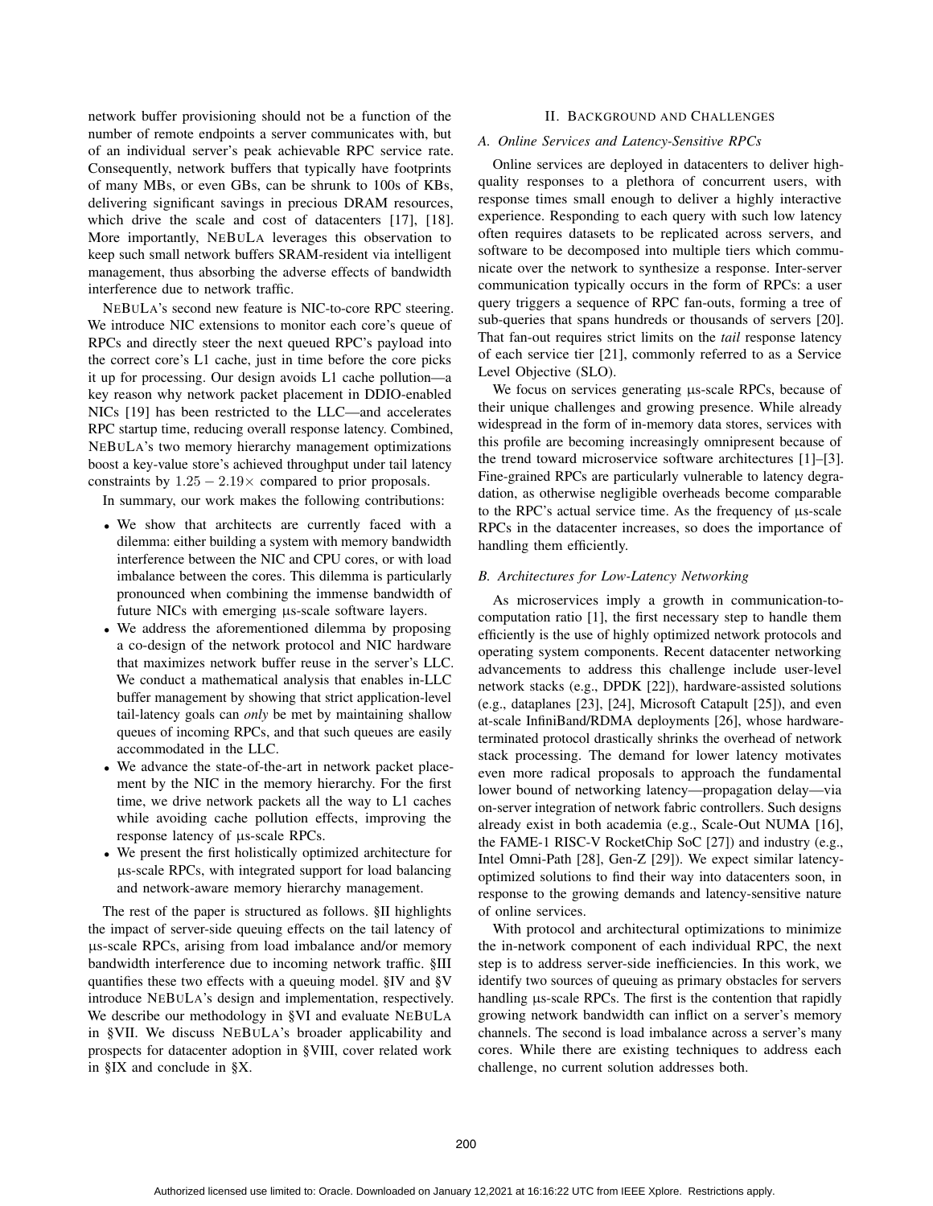network buffer provisioning should not be a function of the number of remote endpoints a server communicates with, but of an individual server's peak achievable RPC service rate. Consequently, network buffers that typically have footprints of many MBs, or even GBs, can be shrunk to 100s of KBs, delivering significant savings in precious DRAM resources, which drive the scale and cost of datacenters [17], [18]. More importantly, NEBULA leverages this observation to keep such small network buffers SRAM-resident via intelligent management, thus absorbing the adverse effects of bandwidth interference due to network traffic.

NEBULA's second new feature is NIC-to-core RPC steering. We introduce NIC extensions to monitor each core's queue of RPCs and directly steer the next queued RPC's payload into the correct core's L1 cache, just in time before the core picks it up for processing. Our design avoids L1 cache pollution—a key reason why network packet placement in DDIO-enabled NICs [19] has been restricted to the LLC—and accelerates RPC startup time, reducing overall response latency. Combined, NEBULA's two memory hierarchy management optimizations boost a key-value store's achieved throughput under tail latency constraints by $1.25 - 2.19\times$ compared to prior proposals.

In summary, our work makes the following contributions:

- We show that architects are currently faced with a dilemma: either building a system with memory bandwidth interference between the NIC and CPU cores, or with load imbalance between the cores. This dilemma is particularly pronounced when combining the immense bandwidth of future NICs with emerging µs-scale software layers.
- We address the aforementioned dilemma by proposing a co-design of the network protocol and NIC hardware that maximizes network buffer reuse in the server's LLC. We conduct a mathematical analysis that enables in-LLC buffer management by showing that strict application-level tail-latency goals can *only* be met by maintaining shallow queues of incoming RPCs, and that such queues are easily accommodated in the LLC.
- We advance the state-of-the-art in network packet placement by the NIC in the memory hierarchy. For the first time, we drive network packets all the way to L1 caches while avoiding cache pollution effects, improving the response latency of µs-scale RPCs.
- We present the first holistically optimized architecture for µs-scale RPCs, with integrated support for load balancing and network-aware memory hierarchy management.

The rest of the paper is structured as follows. §II highlights the impact of server-side queuing effects on the tail latency of µs-scale RPCs, arising from load imbalance and/or memory bandwidth interference due to incoming network traffic. §III quantifies these two effects with a queuing model. §IV and §V introduce NEBULA's design and implementation, respectively. We describe our methodology in §VI and evaluate NEBULA in §VII. We discuss NEBULA's broader applicability and prospects for datacenter adoption in §VIII, cover related work in §IX and conclude in §X.

## II. Background and Challenges

### A. Online Services and Latency-Sensitive RPCs

Online services are deployed in datacenters to deliver high-quality responses to a plethora of concurrent users, with response times small enough to deliver a highly interactive experience. Responding to each query with such low latency often requires datasets to be replicated across servers, and software to be decomposed into multiple tiers which communicate over the network to synthesize a response. Inter-server communication typically occurs in the form of RPCs: a user query triggers a sequence of RPC fan-outs, forming a tree of sub-queries that spans hundreds or thousands of servers [20]. That fan-out requires strict limits on the *tail* response latency of each service tier [21], commonly referred to as a Service Level Objective (SLO).

We focus on services generating µs-scale RPCs, because of their unique challenges and growing presence. While already widespread in the form of in-memory data stores, services with this profile are becoming increasingly omnipresent because of the trend toward microservice software architectures [1]–[3]. Fine-grained RPCs are particularly vulnerable to latency degradation, as otherwise negligible overheads become comparable to the RPC's actual service time. As the frequency of µs-scale RPCs in the datacenter increases, so does the importance of handling them efficiently.

### B. Architectures for Low-Latency Networking

As microservices imply a growth in communication-to-computation ratio [1], the first necessary step to handle them efficiently is the use of highly optimized network protocols and operating system components. Recent datacenter networking advancements to address this challenge include user-level network stacks (e.g., DPDK [22]), hardware-assisted solutions (e.g., dataplanes [23], [24], Microsoft Catapult [25]), and even at-scale InfiniBand/RDMA deployments [26], whose hardware-terminated protocol drastically shrinks the overhead of network stack processing. The demand for lower latency motivates even more radical proposals to approach the fundamental lower bound of networking latency—propagation delay—via on-server integration of network fabric controllers. Such designs already exist in both academia (e.g., Scale-Out NUMA [16], the FAME-1 RISC-V RocketChip SoC [27]) and industry (e.g., Intel Omni-Path [28], Gen-Z [29]). We expect similar latency-optimized solutions to find their way into datacenters soon, in response to the growing demands and latency-sensitive nature of online services.

With protocol and architectural optimizations to minimize the in-network component of each individual RPC, the next step is to address server-side inefficiencies. In this work, we identify two sources of queuing as primary obstacles for servers handling µs-scale RPCs. The first is the contention that rapidly growing network bandwidth can inflict on a server's memory channels. The second is load imbalance across a server's many cores. While there are existing techniques to address each challenge, no current solution addresses both.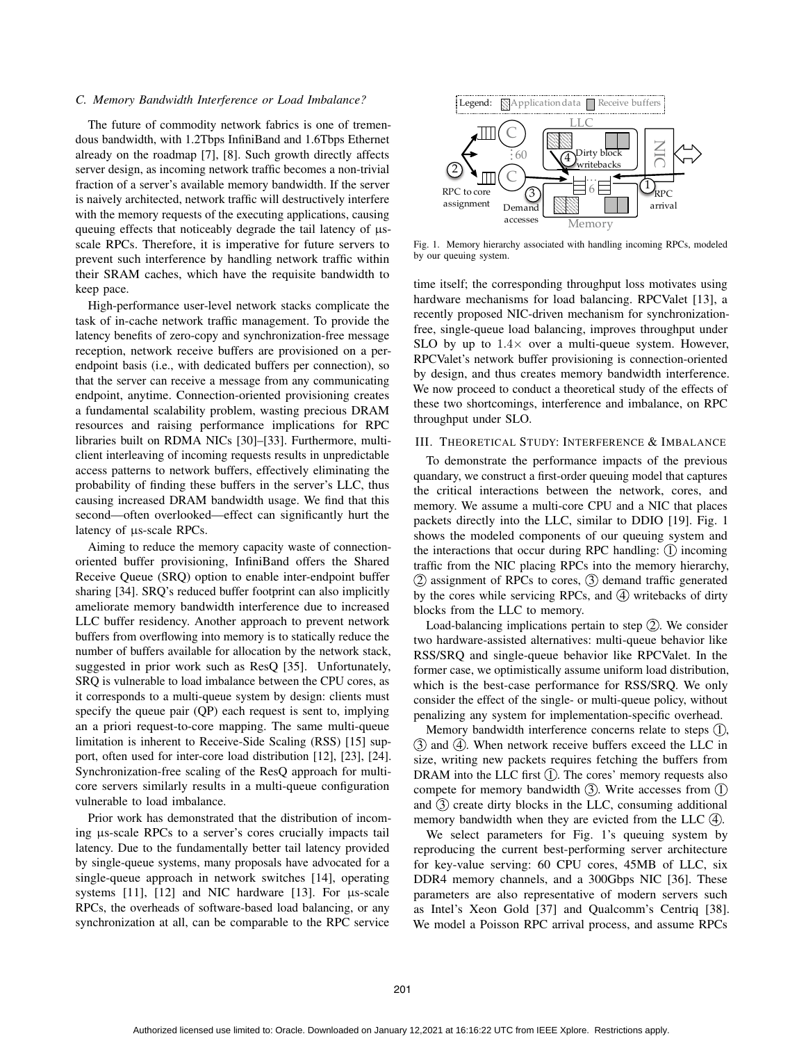### C. Memory Bandwidth Interference or Load Imbalance?

The future of commodity network fabrics is one of tremendous bandwidth, with 1.2Tbps InfiniBand and 1.6Tbps Ethernet already on the roadmap [7], [8]. Such growth directly affects server design, as incoming network traffic becomes a non-trivial fraction of a server's available memory bandwidth. If the server is naively architected, network traffic will destructively interfere with the memory requests of the executing applications, causing queuing effects that noticeably degrade the tail latency of µs-scale RPCs. Therefore, it is imperative for future servers to prevent such interference by handling network traffic within their SRAM caches, which have the requisite bandwidth to keep pace.

High-performance user-level network stacks complicate the task of in-cache network traffic management. To provide the latency benefits of zero-copy and synchronization-free message reception, network receive buffers are provisioned on a per-endpoint basis (i.e., with dedicated buffers per connection), so that the server can receive a message from any communicating endpoint, anytime. Connection-oriented provisioning creates a fundamental scalability problem, wasting precious DRAM resources and raising performance implications for RPC libraries built on RDMA NICs [30]–[33]. Furthermore, multi-client interleaving of incoming requests results in unpredictable access patterns to network buffers, effectively eliminating the probability of finding these buffers in the server's LLC, thus causing increased DRAM bandwidth usage. We find that this second—often overlooked—effect can significantly hurt the latency of µs-scale RPCs.

Aiming to reduce the memory capacity waste of connection-oriented buffer provisioning, InfiniBand offers the Shared Receive Queue (SRQ) option to enable inter-endpoint buffer sharing [34]. SRQ's reduced buffer footprint can also implicitly ameliorate memory bandwidth interference due to increased LLC buffer residency. Another approach to prevent network buffers from overflowing into memory is to statically reduce the number of buffers available for allocation by the network stack, suggested in prior work such as ResQ [35]. Unfortunately, SRQ is vulnerable to load imbalance between the CPU cores, as it corresponds to a multi-queue system by design: clients must specify the queue pair (QP) each request is sent to, implying an a priori request-to-core mapping. The same multi-queue limitation is inherent to Receive-Side Scaling (RSS) [15] support, often used for inter-core load distribution [12], [23], [24]. Synchronization-free scaling of the ResQ approach for multi-core servers similarly results in a multi-queue configuration vulnerable to load imbalance.

Prior work has demonstrated that the distribution of incoming µs-scale RPCs to a server's cores crucially impacts tail latency. Due to the fundamentally better tail latency provided by single-queue systems, many proposals have advocated for a single-queue approach in network switches [14], operating systems [11], [12] and NIC hardware [13]. For µs-scale RPCs, the overheads of software-based load balancing, or any synchronization at all, can be comparable to the RPC service time itself; the corresponding throughput loss motivates using hardware mechanisms for load balancing. RPCValet [13], a recently proposed NIC-driven mechanism for synchronization-free, single-queue load balancing, improves throughput under SLO by up to $1.4\times$ over a multi-queue system. However, RPCValet's network buffer provisioning is connection-oriented by design, and thus creates memory bandwidth interference. We now proceed to conduct a theoretical study of the effects of these two shortcomings, interference and imbalance, on RPC throughput under SLO.

Fig. 1. Memory hierarchy associated with handling incoming RPCs, modeled by our queuing system.

## III. Theoretical Study: Interference & Imbalance

To demonstrate the performance impacts of the previous quandary, we construct a first-order queuing model that captures the critical interactions between the network, cores, and memory. We assume a multi-core CPU and a NIC that places packets directly into the LLC, similar to DDIO [19]. Fig. 1 shows the modeled components of our queuing system and the interactions that occur during RPC handling: (1) incoming traffic from the NIC placing RPCs into the memory hierarchy, (2) assignment of RPCs to cores, (3) demand traffic generated by the cores while servicing RPCs, and (4) writebacks of dirty blocks from the LLC to memory.

Load-balancing implications pertain to step (2). We consider two hardware-assisted alternatives: multi-queue behavior like RSS/SRQ and single-queue behavior like RPCValet. In the former case, we optimistically assume uniform load distribution, which is the best-case performance for RSS/SRQ. We only consider the effect of the single- or multi-queue policy, without penalizing any system for implementation-specific overhead.

Memory bandwidth interference concerns relate to steps (1), (3) and (4). When network receive buffers exceed the LLC in size, writing new packets requires fetching the buffers from DRAM into the LLC first (1). The cores' memory requests also compete for memory bandwidth (3). Write accesses from (1) and (3) create dirty blocks in the LLC, consuming additional memory bandwidth when they are evicted from the LLC (4).

We select parameters for Fig. 1's queuing system by reproducing the current best-performing server architecture for key-value serving: 60 CPU cores, 45MB of LLC, six DDR4 memory channels, and a 300Gbps NIC [36]. These parameters are also representative of modern servers such as Intel's Xeon Gold [37] and Qualcomm's Centriq [38]. We model a Poisson RPC arrival process, and assume RPCs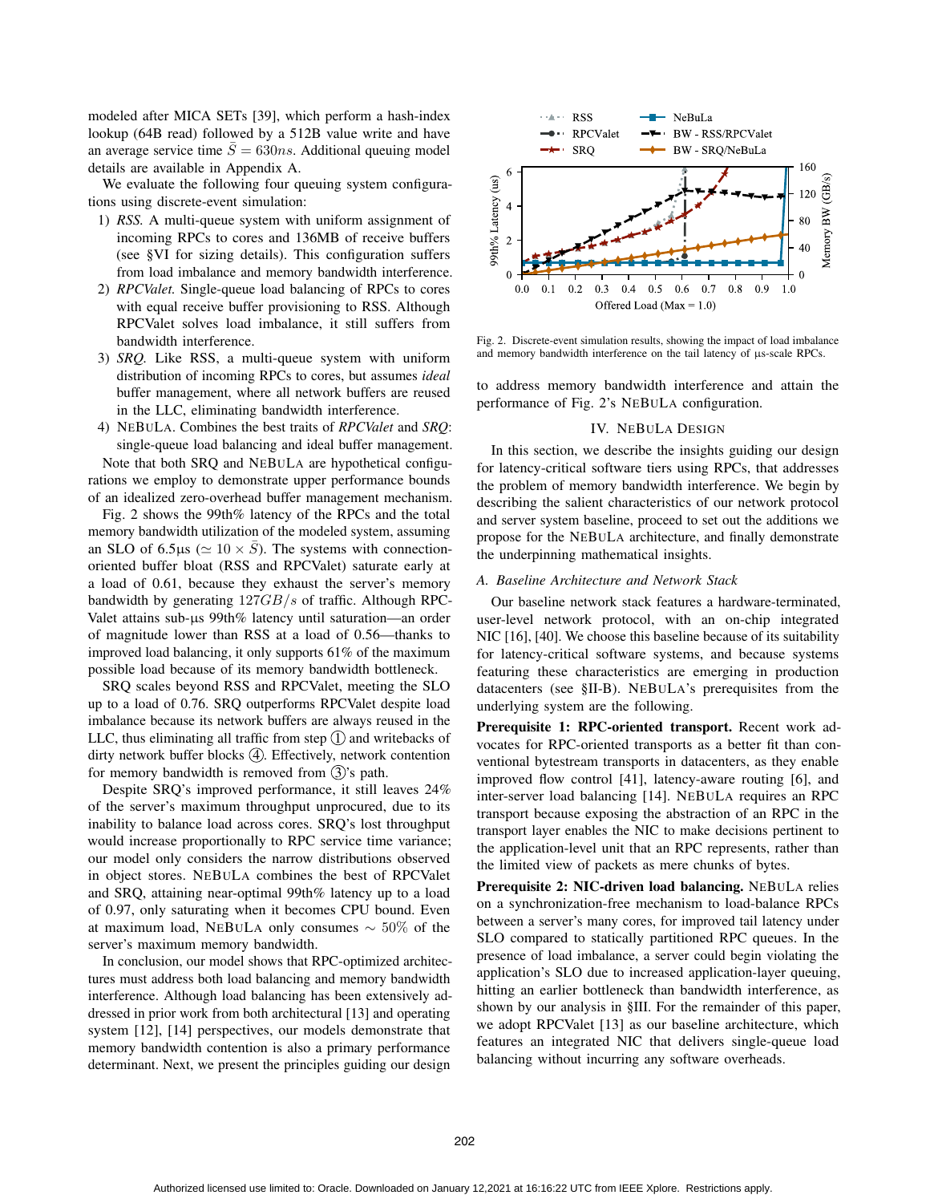modeled after MICA SETs [39], which perform a hash-index lookup (64B read) followed by a 512B value write and have an average service time $\bar{S} = 630ns$. Additional queuing model details are available in Appendix A.

We evaluate the following four queuing system configurations using discrete-event simulation:

1) *RSS.* A multi-queue system with uniform assignment of incoming RPCs to cores and 136MB of receive buffers (see §VI for sizing details). This configuration suffers from load imbalance and memory bandwidth interference.
2) *RPCValet.* Single-queue load balancing of RPCs to cores with equal receive buffer provisioning to RSS. Although RPCValet solves load imbalance, it still suffers from bandwidth interference.
3) *SRQ.* Like RSS, a multi-queue system with uniform distribution of incoming RPCs to cores, but assumes *ideal* buffer management, where all network buffers are reused in the LLC, eliminating bandwidth interference.
4) NeBuLa. Combines the best traits of *RPCValet* and *SRQ*: single-queue load balancing and ideal buffer management.

Note that both SRQ and NeBuLa are hypothetical configurations we employ to demonstrate upper performance bounds of an idealized zero-overhead buffer management mechanism.

Fig. 2 shows the 99th% latency of the RPCs and the total memory bandwidth utilization of the modeled system, assuming an SLO of 6.5µs ($\simeq 10 \times \bar{S}$). The systems with connection-oriented buffer bloat (RSS and RPCValet) saturate early at a load of 0.61, because they exhaust the server's memory bandwidth by generating $127GB/s$ of traffic. Although RPCValet attains sub-µs 99th% latency until saturation—an order of magnitude lower than RSS at a load of 0.56—thanks to improved load balancing, it only supports 61% of the maximum possible load because of its memory bandwidth bottleneck.

SRQ scales beyond RSS and RPCValet, meeting the SLO up to a load of 0.76. SRQ outperforms RPCValet despite load imbalance because its network buffers are always reused in the LLC, thus eliminating all traffic from step ① and writebacks of dirty network buffer blocks ④. Effectively, network contention for memory bandwidth is removed from ③'s path.

Despite SRQ's improved performance, it still leaves 24% of the server's maximum throughput unprocured, due to its inability to balance load across cores. SRQ's lost throughput would increase proportionally to RPC service time variance; our model only considers the narrow distributions observed in object stores. NeBuLa combines the best of RPCValet and SRQ, attaining near-optimal 99th% latency up to a load of 0.97, only saturating when it becomes CPU bound. Even at maximum load, NeBuLa only consumes $\sim 50\%$ of the server's maximum memory bandwidth.

In conclusion, our model shows that RPC-optimized architectures must address both load balancing and memory bandwidth interference. Although load balancing has been extensively addressed in prior work from both architectural [13] and operating system [12], [14] perspectives, our models demonstrate that memory bandwidth contention is also a primary performance determinant. Next, we present the principles guiding our design to address memory bandwidth interference and attain the performance of Fig. 2's NeBuLa configuration.

Fig. 2. Discrete-event simulation results, showing the impact of load imbalance and memory bandwidth interference on the tail latency of µs-scale RPCs.

## IV. NeBuLa Design

In this section, we describe the insights guiding our design for latency-critical software tiers using RPCs, that addresses the problem of memory bandwidth interference. We begin by describing the salient characteristics of our network protocol and server system baseline, proceed to set out the additions we propose for the NeBuLa architecture, and finally demonstrate the underpinning mathematical insights.

### *A. Baseline Architecture and Network Stack*

Our baseline network stack features a hardware-terminated, user-level network protocol, with an on-chip integrated NIC [16], [40]. We choose this baseline because of its suitability for latency-critical software systems, and because systems featuring these characteristics are emerging in production datacenters (see §II-B). NeBuLa's prerequisites from the underlying system are the following.

**Prerequisite 1: RPC-oriented transport.** Recent work advocates for RPC-oriented transports as a better fit than conventional bytestream transports in datacenters, as they enable improved flow control [41], latency-aware routing [6], and inter-server load balancing [14]. NeBuLa requires an RPC transport because exposing the abstraction of an RPC in the transport layer enables the NIC to make decisions pertinent to the application-level unit that an RPC represents, rather than the limited view of packets as mere chunks of bytes.

**Prerequisite 2: NIC-driven load balancing.** NeBuLa relies on a synchronization-free mechanism to load-balance RPCs between a server's many cores, for improved tail latency under SLO compared to statically partitioned RPC queues. In the presence of load imbalance, a server could begin violating the application's SLO due to increased application-layer queuing, hitting an earlier bottleneck than bandwidth interference, as shown by our analysis in §III. For the remainder of this paper, we adopt RPCValet [13] as our baseline architecture, which features an integrated NIC that delivers single-queue load balancing without incurring any software overheads.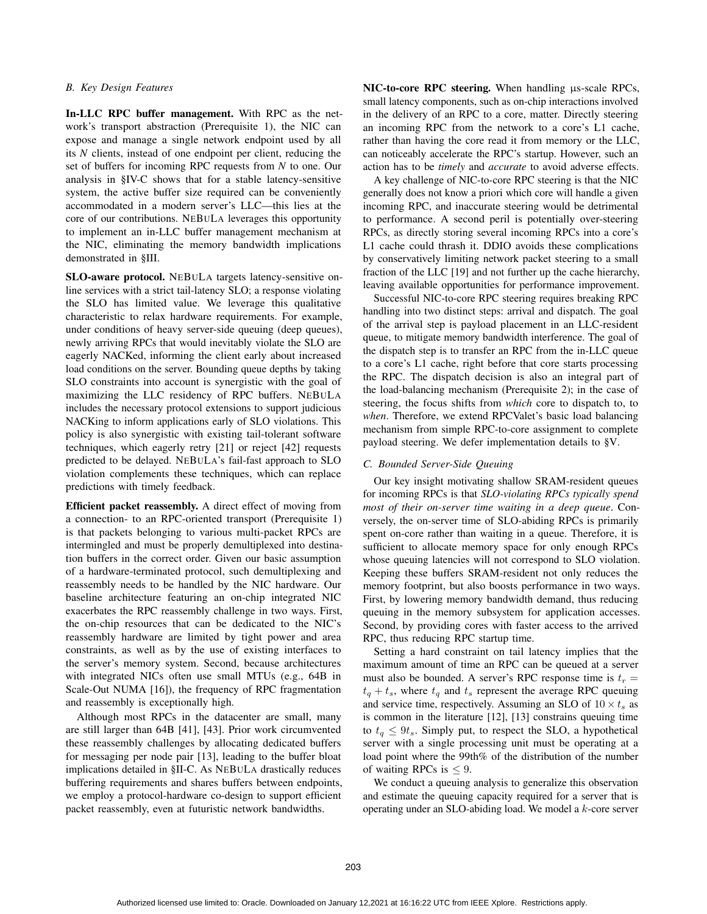### B. Key Design Features

**In-LLC RPC buffer management.** With RPC as the network's transport abstraction (Prerequisite 1), the NIC can expose and manage a single network endpoint used by all its *N* clients, instead of one endpoint per client, reducing the set of buffers for incoming RPC requests from *N* to one. Our analysis in §IV-C shows that for a stable latency-sensitive system, the active buffer size required can be conveniently accommodated in a modern server's LLC—this lies at the core of our contributions. NEBULA leverages this opportunity to implement an in-LLC buffer management mechanism at the NIC, eliminating the memory bandwidth implications demonstrated in §III.

**SLO-aware protocol.** NEBULA targets latency-sensitive online services with a strict tail-latency SLO; a response violating the SLO has limited value. We leverage this qualitative characteristic to relax hardware requirements. For example, under conditions of heavy server-side queuing (deep queues), newly arriving RPCs that would inevitably violate the SLO are eagerly NACKed, informing the client early about increased load conditions on the server. Bounding queue depths by taking SLO constraints into account is synergistic with the goal of maximizing the LLC residency of RPC buffers. NEBULA includes the necessary protocol extensions to support judicious NACKing to inform applications early of SLO violations. This policy is also synergistic with existing tail-tolerant software techniques, which eagerly retry [21] or reject [42] requests predicted to be delayed. NEBULA's fail-fast approach to SLO violation complements these techniques, which can replace predictions with timely feedback.

**Efficient packet reassembly.** A direct effect of moving from a connection- to an RPC-oriented transport (Prerequisite 1) is that packets belonging to various multi-packet RPCs are intermingled and must be properly demultiplexed into destination buffers in the correct order. Given our basic assumption of a hardware-terminated protocol, such demultiplexing and reassembly needs to be handled by the NIC hardware. Our baseline architecture featuring an on-chip integrated NIC exacerbates the RPC reassembly challenge in two ways. First, the on-chip resources that can be dedicated to the NIC's reassembly hardware are limited by tight power and area constraints, as well as by the use of existing interfaces to the server's memory system. Second, because architectures with integrated NICs often use small MTUs (e.g., 64B in Scale-Out NUMA [16]), the frequency of RPC fragmentation and reassembly is exceptionally high.

Although most RPCs in the datacenter are small, many are still larger than 64B [41], [43]. Prior work circumvented these reassembly challenges by allocating dedicated buffers for messaging per node pair [13], leading to the buffer bloat implications detailed in §II-C. As NEBULA drastically reduces buffering requirements and shares buffers between endpoints, we employ a protocol-hardware co-design to support efficient packet reassembly, even at futuristic network bandwidths.

**NIC-to-core RPC steering.** When handling µs-scale RPCs, small latency components, such as on-chip interactions involved in the delivery of an RPC to a core, matter. Directly steering an incoming RPC from the network to a core's L1 cache, rather than having the core read it from memory or the LLC, can noticeably accelerate the RPC's startup. However, such an action has to be *timely* and *accurate* to avoid adverse effects.

A key challenge of NIC-to-core RPC steering is that the NIC generally does not know a priori which core will handle a given incoming RPC, and inaccurate steering would be detrimental to performance. A second peril is potentially over-steering RPCs, as directly storing several incoming RPCs into a core's L1 cache could thrash it. DDIO avoids these complications by conservatively limiting network packet steering to a small fraction of the LLC [19] and not further up the cache hierarchy, leaving available opportunities for performance improvement.

Successful NIC-to-core RPC steering requires breaking RPC handling into two distinct steps: arrival and dispatch. The goal of the arrival step is payload placement in an LLC-resident queue, to mitigate memory bandwidth interference. The goal of the dispatch step is to transfer an RPC from the in-LLC queue to a core's L1 cache, right before that core starts processing the RPC. The dispatch decision is also an integral part of the load-balancing mechanism (Prerequisite 2); in the case of steering, the focus shifts from *which* core to dispatch to, to *when*. Therefore, we extend RPCValet's basic load balancing mechanism from simple RPC-to-core assignment to complete payload steering. We defer implementation details to §V.

### C. Bounded Server-Side Queuing

Our key insight motivating shallow SRAM-resident queues for incoming RPCs is that *SLO-violating RPCs typically spend most of their on-server time waiting in a deep queue*. Conversely, the on-server time of SLO-abiding RPCs is primarily spent on-core rather than waiting in a queue. Therefore, it is sufficient to allocate memory space for only enough RPCs whose queuing latencies will not correspond to SLO violation. Keeping these buffers SRAM-resident not only reduces the memory footprint, but also boosts performance in two ways. First, by lowering memory bandwidth demand, thus reducing queuing in the memory subsystem for application accesses. Second, by providing cores with faster access to the arrived RPC, thus reducing RPC startup time.

Setting a hard constraint on tail latency implies that the maximum amount of time an RPC can be queued at a server must also be bounded. A server's RPC response time is $t_r = t_q + t_s$, where $t_q$ and $t_s$ represent the average RPC queuing and service time, respectively. Assuming an SLO of $10 \times t_s$ as is common in the literature [12], [13] constrains queuing time to $t_q \leq 9t_s$. Simply put, to respect the SLO, a hypothetical server with a single processing unit must be operating at a load point where the 99th% of the distribution of the number of waiting RPCs is $\leq 9$.

We conduct a queuing analysis to generalize this observation and estimate the queuing capacity required for a server that is operating under an SLO-abiding load. We model a $k$-core server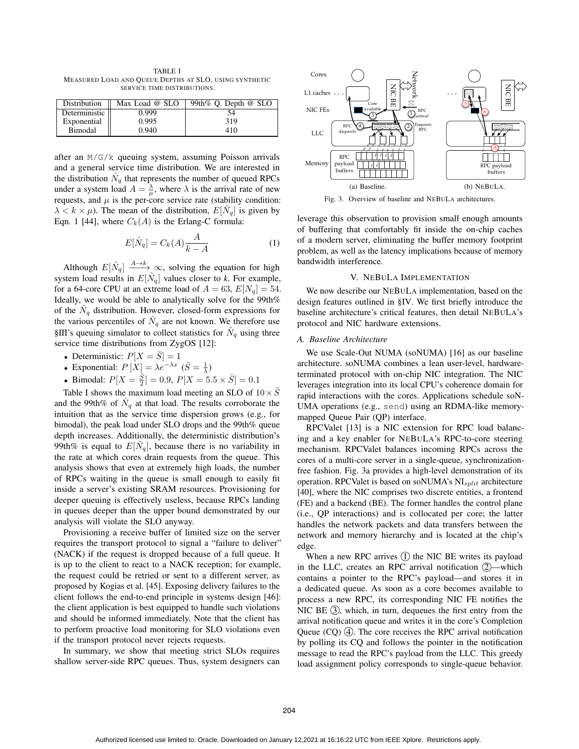TABLE I
MEASURED LOAD AND QUEUE DEPTHS AT SLO, USING SYNTHETIC SERVICE TIME DISTRIBUTIONS.

| Distribution | Max Load @ SLO | 99th% Q. Depth @ SLO |
|---|---|---|
| Deterministic | 0.999 | 54 |
| Exponential | 0.995 | 319 |
| Bimodal | 0.940 | 410 |

after an `M/G/k` queuing system, assuming Poisson arrivals and a general service time distribution. We are interested in the distribution $\hat{N}_q$ that represents the number of queued RPCs under a system load $A = \frac{\lambda}{\mu}$, where $\lambda$ is the arrival rate of new requests, and $\mu$ is the per-core service rate (stability condition: $\lambda < k \times \mu$). The mean of the distribution, $E[\hat{N}_q]$ is given by Eqn. 1 [44], where $C_k(A)$ is the Erlang-C formula:

$$E[\hat{N}_q] = C_k(A)\frac{A}{k - A} \tag{1}$$

Although $E[\hat{N}_q] \xrightarrow{A \to k} \infty$, solving the equation for high system load results in $E[\hat{N}_q]$ values closer to *k*. For example, for a 64-core CPU at an extreme load of $A = 63$, $E[N_q] = 54$. Ideally, we would be able to analytically solve for the 99th% of the $\hat{N}_q$ distribution. However, closed-form expressions for the various percentiles of $\hat{N}_q$ are not known. We therefore use §III's queuing simulator to collect statistics for $\hat{N}_q$ using three service time distributions from ZygOS [12]:

- Deterministic: $P[X = \bar{S}] = 1$
- Exponential: $P[X] = \lambda e^{-\lambda x}$ ($\bar{S} = \frac{1}{\lambda}$)
- Bimodal: $P[X = \frac{\bar{S}}{2}] = 0.9$, $P[X = 5.5 \times \bar{S}] = 0.1$

Table I shows the maximum load meeting an SLO of $10 \times \bar{S}$ and the 99th% of $\hat{N}_q$ at that load. The results corroborate the intuition that as the service time dispersion grows (e.g., for bimodal), the peak load under SLO drops and the 99th% queue depth increases. Additionally, the deterministic distribution's 99th% is equal to $E[\hat{N}_q]$, because there is no variability in the rate at which cores drain requests from the queue. This analysis shows that even at extremely high loads, the number of RPCs waiting in the queue is small enough to easily fit inside a server's existing SRAM resources. Provisioning for deeper queuing is effectively useless, because RPCs landing in queues deeper than the upper bound demonstrated by our analysis will violate the SLO anyway.

Provisioning a receive buffer of limited size on the server requires the transport protocol to signal a "failure to deliver" (NACK) if the request is dropped because of a full queue. It is up to the client to react to a NACK reception; for example, the request could be retried or sent to a different server, as proposed by Kogias et al. [45]. Exposing delivery failures to the client follows the end-to-end principle in systems design [46]: the client application is best equipped to handle such violations and should be informed immediately. Note that the client has to perform proactive load monitoring for SLO violations even if the transport protocol never rejects requests.

In summary, we show that meeting strict SLOs requires shallow server-side RPC queues. Thus, system designers can leverage this observation to provision small enough amounts of buffering that comfortably fit inside the on-chip caches of a modern server, eliminating the buffer memory footprint problem, as well as the latency implications because of memory bandwidth interference.

Fig. 3. Overview of baseline and NeBuLa architectures. (a) Baseline. (b) NeBuLa.

## V. NeBuLa Implementation

We now describe our NeBuLa implementation, based on the design features outlined in §IV. We first briefly introduce the baseline architecture's critical features, then detail NeBuLa's protocol and NIC hardware extensions.

### A. Baseline Architecture

We use Scale-Out NUMA (soNUMA) [16] as our baseline architecture. soNUMA combines a lean user-level, hardware-terminated protocol with on-chip NIC integration. The NIC leverages integration into its local CPU's coherence domain for rapid interactions with the cores. Applications schedule soNUMA operations (e.g., `send`) using an RDMA-like memory-mapped Queue Pair (QP) interface.

RPCValet [13] is a NIC extension for RPC load balancing and a key enabler for NeBuLa's RPC-to-core steering mechanism. RPCValet balances incoming RPCs across the cores of a multi-core server in a single-queue, synchronization-free fashion. Fig. 3a provides a high-level demonstration of its operation. RPCValet is based on soNUMA's $\text{NI}_{split}$ architecture [40], where the NIC comprises two discrete entities, a frontend (FE) and a backend (BE). The former handles the control plane (i.e., QP interactions) and is collocated per core; the latter handles the network packets and data transfers between the network and memory hierarchy and is located at the chip's edge.

When a new RPC arrives ① the NIC BE writes its payload in the LLC, creates an RPC arrival notification ②—which contains a pointer to the RPC's payload—and stores it in a dedicated queue. As soon as a core becomes available to process a new RPC, its corresponding NIC FE notifies the NIC BE ③, which, in turn, dequeues the first entry from the arrival notification queue and writes it in the core's Completion Queue (CQ) ④. The core receives the RPC arrival notification by polling its CQ and follows the pointer in the notification message to read the RPC's payload from the LLC. This greedy load assignment policy corresponds to single-queue behavior.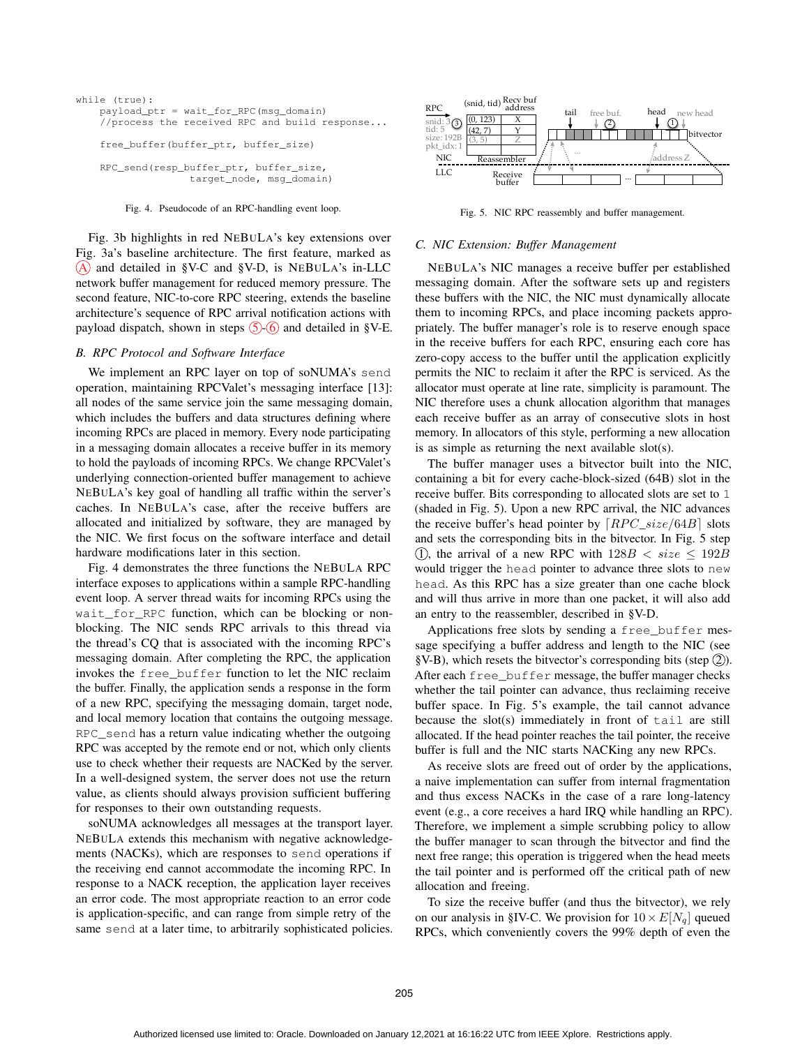```
while (true):
    payload_ptr = wait_for_RPC(msg_domain)
    //process the received RPC and build response...

    free_buffer(buffer_ptr, buffer_size)

    RPC_send(resp_buffer_ptr, buffer_size,
                target_node, msg_domain)
```

Fig. 4. Pseudocode of an RPC-handling event loop.

Fig. 3b highlights in red NEBULA's key extensions over Fig. 3a's baseline architecture. The first feature, marked as (A) and detailed in §V-C and §V-D, is NEBULA's in-LLC network buffer management for reduced memory pressure. The second feature, NIC-to-core RPC steering, extends the baseline architecture's sequence of RPC arrival notification actions with payload dispatch, shown in steps (5)-(6) and detailed in §V-E.

### B. RPC Protocol and Software Interface

We implement an RPC layer on top of soNUMA's `send` operation, maintaining RPCValet's messaging interface [13]: all nodes of the same service join the same messaging domain, which includes the buffers and data structures defining where incoming RPCs are placed in memory. Every node participating in a messaging domain allocates a receive buffer in its memory to hold the payloads of incoming RPCs. We change RPCValet's underlying connection-oriented buffer management to achieve NEBULA's key goal of handling all traffic within the server's caches. In NEBULA's case, after the receive buffers are allocated and initialized by software, they are managed by the NIC. We first focus on the software interface and detail hardware modifications later in this section.

Fig. 4 demonstrates the three functions the NEBULA RPC interface exposes to applications within a sample RPC-handling event loop. A server thread waits for incoming RPCs using the `wait_for_RPC` function, which can be blocking or non-blocking. The NIC sends RPC arrivals to this thread via the thread's CQ that is associated with the incoming RPC's messaging domain. After completing the RPC, the application invokes the `free_buffer` function to let the NIC reclaim the buffer. Finally, the application sends a response in the form of a new RPC, specifying the messaging domain, target node, and local memory location that contains the outgoing message. `RPC_send` has a return value indicating whether the outgoing RPC was accepted by the remote end or not, which only clients use to check whether their requests are NACKed by the server. In a well-designed system, the server does not use the return value, as clients should always provision sufficient buffering for responses to their own outstanding requests.

soNUMA acknowledges all messages at the transport layer. NEBULA extends this mechanism with negative acknowledgements (NACKs), which are responses to `send` operations if the receiving end cannot accommodate the incoming RPC. In response to a NACK reception, the application layer receives an error code. The most appropriate reaction to an error code is application-specific, and can range from simple retry of the same `send` at a later time, to arbitrarily sophisticated policies.

Fig. 5. NIC RPC reassembly and buffer management.

### C. NIC Extension: Buffer Management

NEBULA's NIC manages a receive buffer per established messaging domain. After the software sets up and registers these buffers with the NIC, the NIC must dynamically allocate them to incoming RPCs, and place incoming packets appropriately. The buffer manager's role is to reserve enough space in the receive buffers for each RPC, ensuring each core has zero-copy access to the buffer until the application explicitly permits the NIC to reclaim it after the RPC is serviced. As the allocator must operate at line rate, simplicity is paramount. The NIC therefore uses a chunk allocation algorithm that manages each receive buffer as an array of consecutive slots in host memory. In allocators of this style, performing a new allocation is as simple as returning the next available slot(s).

The buffer manager uses a bitvector built into the NIC, containing a bit for every cache-block-sized (64B) slot in the receive buffer. Bits corresponding to allocated slots are set to `1` (shaded in Fig. 5). Upon a new RPC arrival, the NIC advances the receive buffer's head pointer by $\lceil RPC\_size/64B \rceil$ slots and sets the corresponding bits in the bitvector. In Fig. 5 step (1), the arrival of a new RPC with $128B < size \leq 192B$ would trigger the `head` pointer to advance three slots to `new head`. As this RPC has a size greater than one cache block and will thus arrive in more than one packet, it will also add an entry to the reassembler, described in §V-D.

Applications free slots by sending a `free_buffer` message specifying a buffer address and length to the NIC (see §V-B), which resets the bitvector's corresponding bits (step (2)). After each `free_buffer` message, the buffer manager checks whether the tail pointer can advance, thus reclaiming receive buffer space. In Fig. 5's example, the tail cannot advance because the slot(s) immediately in front of `tail` are still allocated. If the head pointer reaches the tail pointer, the receive buffer is full and the NIC starts NACKing any new RPCs.

As receive slots are freed out of order by the applications, a naive implementation can suffer from internal fragmentation and thus excess NACKs in the case of a rare long-latency event (e.g., a core receives a hard IRQ while handling an RPC). Therefore, we implement a simple scrubbing policy to allow the buffer manager to scan through the bitvector and find the next free range; this operation is triggered when the head meets the tail pointer and is performed off the critical path of new allocation and freeing.

To size the receive buffer (and thus the bitvector), we rely on our analysis in §IV-C. We provision for $10 \times E[N_q]$ queued RPCs, which conveniently covers the 99% depth of even the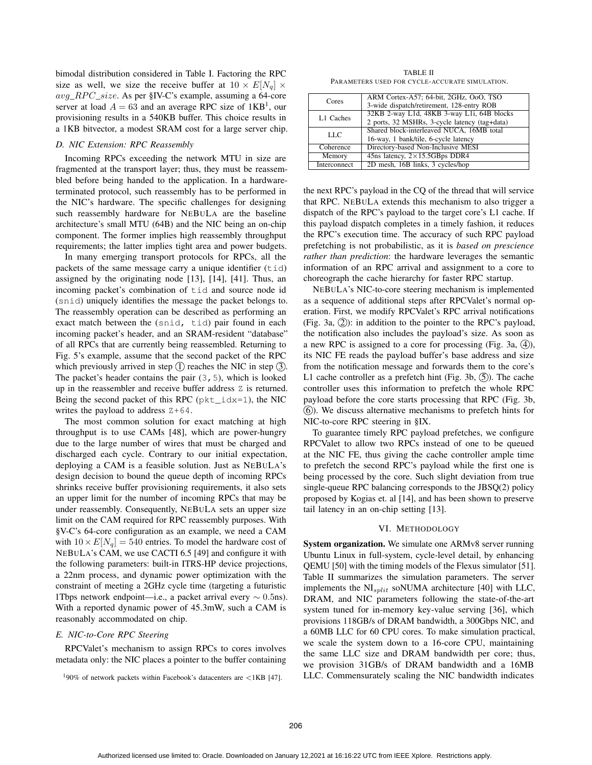bimodal distribution considered in Table I. Factoring the RPC size as well, we size the receive buffer at $10 \times E[N_q] \times avg\_RPC\_size$. As per §IV-C's example, assuming a 64-core server at load $A = 63$ and an average RPC size of 1KB[1], our provisioning results in a 540KB buffer. This choice results in a 1KB bitvector, a modest SRAM cost for a large server chip.

### D. NIC Extension: RPC Reassembly

Incoming RPCs exceeding the network MTU in size are fragmented at the transport layer; thus, they must be reassembled before being handed to the application. In a hardware-terminated protocol, such reassembly has to be performed in the NIC's hardware. The specific challenges for designing such reassembly hardware for NEBULA are the baseline architecture's small MTU (64B) and the NIC being an on-chip component. The former implies high reassembly throughput requirements; the latter implies tight area and power budgets.

In many emerging transport protocols for RPCs, all the packets of the same message carry a unique identifier (`tid`) assigned by the originating node [13], [14], [41]. Thus, an incoming packet's combination of `tid` and source node id (`snid`) uniquely identifies the message the packet belongs to. The reassembly operation can be described as performing an exact match between the (`snid, tid`) pair found in each incoming packet's header, and an SRAM-resident "database" of all RPCs that are currently being reassembled. Returning to Fig. 5's example, assume that the second packet of the RPC which previously arrived in step ① reaches the NIC in step ③. The packet's header contains the pair (`3,5`), which is looked up in the reassembler and receive buffer address `Z` is returned. Being the second packet of this RPC (`pkt_idx=1`), the NIC writes the payload to address `Z+64`.

The most common solution for exact matching at high throughput is to use CAMs [48], which are power-hungry due to the large number of wires that must be charged and discharged each cycle. Contrary to our initial expectation, deploying a CAM is a feasible solution. Just as NEBULA's design decision to bound the queue depth of incoming RPCs shrinks receive buffer provisioning requirements, it also sets an upper limit for the number of incoming RPCs that may be under reassembly. Consequently, NEBULA sets an upper size limit on the CAM required for RPC reassembly purposes. With §V-C's 64-core configuration as an example, we need a CAM with $10 \times E[N_q] = 540$ entries. To model the hardware cost of NEBULA's CAM, we use CACTI 6.5 [49] and configure it with the following parameters: built-in ITRS-HP device projections, a 22nm process, and dynamic power optimization with the constraint of meeting a 2GHz cycle time (targeting a futuristic 1Tbps network endpoint—i.e., a packet arrival every $\sim 0.5$ns). With a reported dynamic power of 45.3mW, such a CAM is reasonably accommodated on chip.

### E. NIC-to-Core RPC Steering

RPCValet's mechanism to assign RPCs to cores involves metadata only: the NIC places a pointer to the buffer containing the next RPC's payload in the CQ of the thread that will service that RPC. NEBULA extends this mechanism to also trigger a dispatch of the RPC's payload to the target core's L1 cache. If this payload dispatch completes in a timely fashion, it reduces the RPC's execution time. The accuracy of such RPC payload prefetching is not probabilistic, as it is *based on prescience rather than prediction*: the hardware leverages the semantic information of an RPC arrival and assignment to a core to choreograph the cache hierarchy for faster RPC startup.

NEBULA's NIC-to-core steering mechanism is implemented as a sequence of additional steps after RPCValet's normal operation. First, we modify RPCValet's RPC arrival notifications (Fig. 3a, ②): in addition to the pointer to the RPC's payload, the notification also includes the payload's size. As soon as a new RPC is assigned to a core for processing (Fig. 3a, ④), its NIC FE reads the payload buffer's base address and size from the notification message and forwards them to the core's L1 cache controller as a prefetch hint (Fig. 3b, ⑤). The cache controller uses this information to prefetch the whole RPC payload before the core starts processing that RPC (Fig. 3b, ⑥). We discuss alternative mechanisms to prefetch hints for NIC-to-core RPC steering in §IX.

To guarantee timely RPC payload prefetches, we configure RPCValet to allow two RPCs instead of one to be queued at the NIC FE, thus giving the cache controller ample time to prefetch the second RPC's payload while the first one is being processed by the core. Such slight deviation from true single-queue RPC balancing corresponds to the JBSQ(2) policy proposed by Kogias et. al [14], and has been shown to preserve tail latency in an on-chip setting [13].

TABLE II
PARAMETERS USED FOR CYCLE-ACCURATE SIMULATION.

| | |
|---|---|
| Cores | ARM Cortex-A57; 64-bit, 2GHz, OoO, TSO<br>3-wide dispatch/retirement, 128-entry ROB |
| L1 Caches | 32KB 2-way L1d, 48KB 3-way L1i, 64B blocks<br>2 ports, 32 MSHRs, 3-cycle latency (tag+data) |
| LLC | Shared block-interleaved NUCA, 16MB total<br>16-way, 1 bank/tile, 6-cycle latency |
| Coherence | Directory-based Non-Inclusive MESI |
| Memory | 45ns latency, 2×15.5GBps DDR4 |
| Interconnect | 2D mesh, 16B links, 3 cycles/hop |

## VI. METHODOLOGY

**System organization.** We simulate one ARMv8 server running Ubuntu Linux in full-system, cycle-level detail, by enhancing QEMU [50] with the timing models of the Flexus simulator [51]. Table II summarizes the simulation parameters. The server implements the $NI_{split}$ soNUMA architecture [40] with LLC, DRAM, and NIC parameters following the state-of-the-art system tuned for in-memory key-value serving [36], which provisions 118GB/s of DRAM bandwidth, a 300Gbps NIC, and a 60MB LLC for 60 CPU cores. To make simulation practical, we scale the system down to a 16-core CPU, maintaining the same LLC size and DRAM bandwidth per core; thus, we provision 31GB/s of DRAM bandwidth and a 16MB LLC. Commensurately scaling the NIC bandwidth indicates

[1]90% of network packets within Facebook's datacenters are <1KB [47].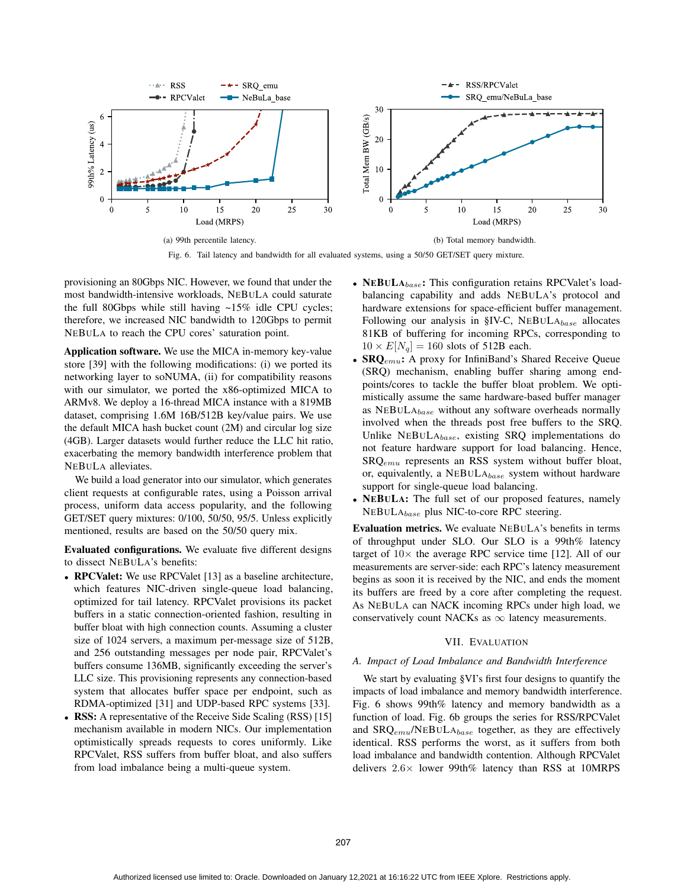(a) 99th percentile latency.

(b) Total memory bandwidth.

Fig. 6. Tail latency and bandwidth for all evaluated systems, using a 50/50 GET/SET query mixture.

provisioning an 80Gbps NIC. However, we found that under the most bandwidth-intensive workloads, NEBULA could saturate the full 80Gbps while still having ~15% idle CPU cycles; therefore, we increased NIC bandwidth to 120Gbps to permit NEBULA to reach the CPU cores' saturation point.

**Application software.** We use the MICA in-memory key-value store [39] with the following modifications: (i) we ported its networking layer to soNUMA, (ii) for compatibility reasons with our simulator, we ported the x86-optimized MICA to ARMv8. We deploy a 16-thread MICA instance with a 819MB dataset, comprising 1.6M 16B/512B key/value pairs. We use the default MICA hash bucket count (2M) and circular log size (4GB). Larger datasets would further reduce the LLC hit ratio, exacerbating the memory bandwidth interference problem that NEBULA alleviates.

We build a load generator into our simulator, which generates client requests at configurable rates, using a Poisson arrival process, uniform data access popularity, and the following GET/SET query mixtures: 0/100, 50/50, 95/5. Unless explicitly mentioned, results are based on the 50/50 query mix.

**Evaluated configurations.** We evaluate five different designs to dissect NEBULA's benefits:

- **RPCValet:** We use RPCValet [13] as a baseline architecture, which features NIC-driven single-queue load balancing, optimized for tail latency. RPCValet provisions its packet buffers in a static connection-oriented fashion, resulting in buffer bloat with high connection counts. Assuming a cluster size of 1024 servers, a maximum per-message size of 512B, and 256 outstanding messages per node pair, RPCValet's buffers consume 136MB, significantly exceeding the server's LLC size. This provisioning represents any connection-based system that allocates buffer space per endpoint, such as RDMA-optimized [31] and UDP-based RPC systems [33].
- **RSS:** A representative of the Receive Side Scaling (RSS) [15] mechanism available in modern NICs. Our implementation optimistically spreads requests to cores uniformly. Like RPCValet, RSS suffers from buffer bloat, and also suffers from load imbalance being a multi-queue system.
- **NEBULA$_{base}$:** This configuration retains RPCValet's load-balancing capability and adds NEBULA's protocol and hardware extensions for space-efficient buffer management. Following our analysis in §IV-C, NEBULA$_{base}$ allocates 81KB of buffering for incoming RPCs, corresponding to $10 \times E[N_q] = 160$ slots of 512B each.
- **SRQ$_{emu}$:** A proxy for InfiniBand's Shared Receive Queue (SRQ) mechanism, enabling buffer sharing among endpoints/cores to tackle the buffer bloat problem. We optimistically assume the same hardware-based buffer manager as NEBULA$_{base}$ without any software overheads normally involved when the threads post free buffers to the SRQ. Unlike NEBULA$_{base}$, existing SRQ implementations do not feature hardware support for load balancing. Hence, SRQ$_{emu}$ represents an RSS system without buffer bloat, or, equivalently, a NEBULA$_{base}$ system without hardware support for single-queue load balancing.
- **NEBULA:** The full set of our proposed features, namely NEBULA$_{base}$ plus NIC-to-core RPC steering.

**Evaluation metrics.** We evaluate NEBULA's benefits in terms of throughput under SLO. Our SLO is a 99th% latency target of $10\times$ the average RPC service time [12]. All of our measurements are server-side: each RPC's latency measurement begins as soon it is received by the NIC, and ends the moment its buffers are freed by a core after completing the request. As NEBULA can NACK incoming RPCs under high load, we conservatively count NACKs as $\infty$ latency measurements.

## VII. EVALUATION

### A. Impact of Load Imbalance and Bandwidth Interference

We start by evaluating §VI's first four designs to quantify the impacts of load imbalance and memory bandwidth interference. Fig. 6 shows 99th% latency and memory bandwidth as a function of load. Fig. 6b groups the series for RSS/RPCValet and SRQ$_{emu}$/NEBULA$_{base}$ together, as they are effectively identical. RSS performs the worst, as it suffers from both load imbalance and bandwidth contention. Although RPCValet delivers $2.6\times$ lower 99th% latency than RSS at 10MRPS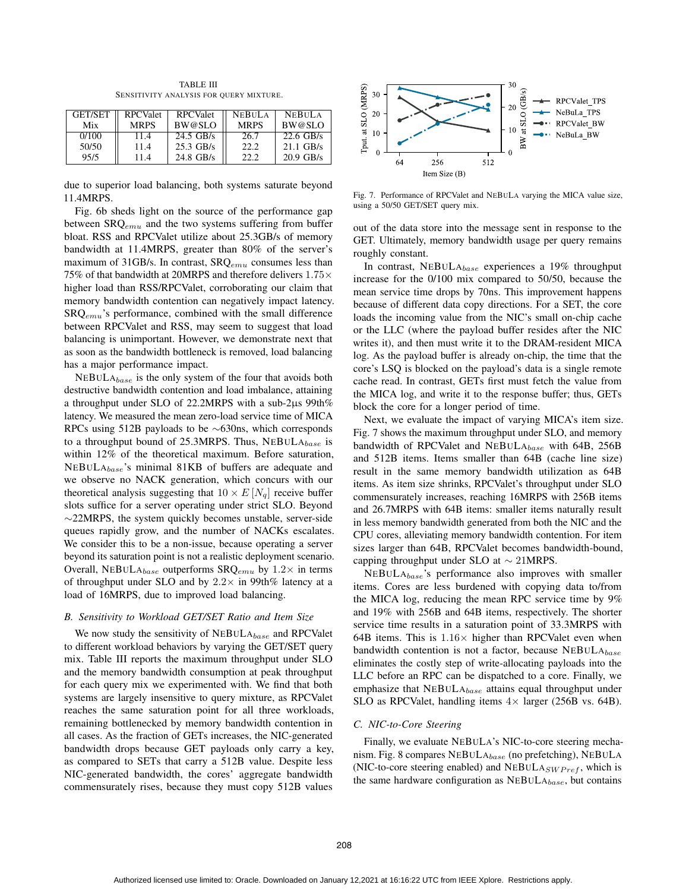TABLE III
SENSITIVITY ANALYSIS FOR QUERY MIXTURE.

| GET/SET Mix | RPCValet MRPS | RPCValet BW@SLO | NEBULA MRPS | NEBULA BW@SLO |
|---|---|---|---|---|
| 0/100 | 11.4 | 24.5 GB/s | 26.7 | 22.6 GB/s |
| 50/50 | 11.4 | 25.3 GB/s | 22.2 | 21.1 GB/s |
| 95/5 | 11.4 | 24.8 GB/s | 22.2 | 20.9 GB/s |

due to superior load balancing, both systems saturate beyond 11.4MRPS.

Fig. 6b sheds light on the source of the performance gap between SRQ$_{emu}$ and the two systems suffering from buffer bloat. RSS and RPCValet utilize about 25.3GB/s of memory bandwidth at 11.4MRPS, greater than 80% of the server's maximum of 31GB/s. In contrast, SRQ$_{emu}$ consumes less than 75% of that bandwidth at 20MRPS and therefore delivers $1.75\times$ higher load than RSS/RPCValet, corroborating our claim that memory bandwidth contention can negatively impact latency. SRQ$_{emu}$'s performance, combined with the small difference between RPCValet and RSS, may seem to suggest that load balancing is unimportant. However, we demonstrate next that as soon as the bandwidth bottleneck is removed, load balancing has a major performance impact.

NEBULA$_{base}$ is the only system of the four that avoids both destructive bandwidth contention and load imbalance, attaining a throughput under SLO of 22.2MRPS with a sub-2µs 99th% latency. We measured the mean zero-load service time of MICA RPCs using 512B payloads to be ~630ns, which corresponds to a throughput bound of 25.3MRPS. Thus, NEBULA$_{base}$ is within 12% of the theoretical maximum. Before saturation, NEBULA$_{base}$'s minimal 81KB of buffers are adequate and we observe no NACK generation, which concurs with our theoretical analysis suggesting that $10 \times E[N_q]$ receive buffer slots suffice for a server operating under strict SLO. Beyond ~22MRPS, the system quickly becomes unstable, server-side queues rapidly grow, and the number of NACKs escalates. We consider this to be a non-issue, because operating a server beyond its saturation point is not a realistic deployment scenario. Overall, NEBULA$_{base}$ outperforms SRQ$_{emu}$ by $1.2\times$ in terms of throughput under SLO and by $2.2\times$ in 99th% latency at a load of 16MRPS, due to improved load balancing.

### B. Sensitivity to Workload GET/SET Ratio and Item Size

We now study the sensitivity of NEBULA$_{base}$ and RPCValet to different workload behaviors by varying the GET/SET query mix. Table III reports the maximum throughput under SLO and the memory bandwidth consumption at peak throughput for each query mix we experimented with. We find that both systems are largely insensitive to query mixture, as RPCValet reaches the same saturation point for all three workloads, remaining bottlenecked by memory bandwidth contention in all cases. As the fraction of GETs increases, the NIC-generated bandwidth drops because GET payloads only carry a key, as compared to SETs that carry a 512B value. Despite less NIC-generated bandwidth, the cores' aggregate bandwidth commensurately rises, because they must copy 512B values out of the data store into the message sent in response to the GET. Ultimately, memory bandwidth usage per query remains roughly constant.

In contrast, NEBULA$_{base}$ experiences a 19% throughput increase for the 0/100 mix compared to 50/50, because the mean service time drops by 70ns. This improvement happens because of different data copy directions. For a SET, the core loads the incoming value from the NIC's small on-chip cache or the LLC (where the payload buffer resides after the NIC writes it), and then must write it to the DRAM-resident MICA log. As the payload buffer is already on-chip, the time that the core's LSQ is blocked on the payload's data is a single remote cache read. In contrast, GETs first must fetch the value from the MICA log, and write it to the response buffer; thus, GETs block the core for a longer period of time.

Next, we evaluate the impact of varying MICA's item size. Fig. 7 shows the maximum throughput under SLO, and memory bandwidth of RPCValet and NEBULA$_{base}$ with 64B, 256B and 512B items. Items smaller than 64B (cache line size) result in the same memory bandwidth utilization as 64B items. As item size shrinks, RPCValet's throughput under SLO commensurately increases, reaching 16MRPS with 256B items and 26.7MRPS with 64B items: smaller items naturally result in less memory bandwidth generated from both the NIC and the CPU cores, alleviating memory bandwidth contention. For item sizes larger than 64B, RPCValet becomes bandwidth-bound, capping throughput under SLO at ~ 21MRPS.

Fig. 7. Performance of RPCValet and NEBULA varying the MICA value size, using a 50/50 GET/SET query mix.

NEBULA$_{base}$'s performance also improves with smaller items. Cores are less burdened with copying data to/from the MICA log, reducing the mean RPC service time by 9% and 19% with 256B and 64B items, respectively. The shorter service time results in a saturation point of 33.3MRPS with 64B items. This is $1.16\times$ higher than RPCValet even when bandwidth contention is not a factor, because NEBULA$_{base}$ eliminates the costly step of write-allocating payloads into the LLC before an RPC can be dispatched to a core. Finally, we emphasize that NEBULA$_{base}$ attains equal throughput under SLO as RPCValet, handling items $4\times$ larger (256B vs. 64B).

### C. NIC-to-Core Steering

Finally, we evaluate NEBULA's NIC-to-core steering mechanism. Fig. 8 compares NEBULA$_{base}$ (no prefetching), NEBULA (NIC-to-core steering enabled) and NEBULA$_{SWPref}$, which is the same hardware configuration as NEBULA$_{base}$, but contains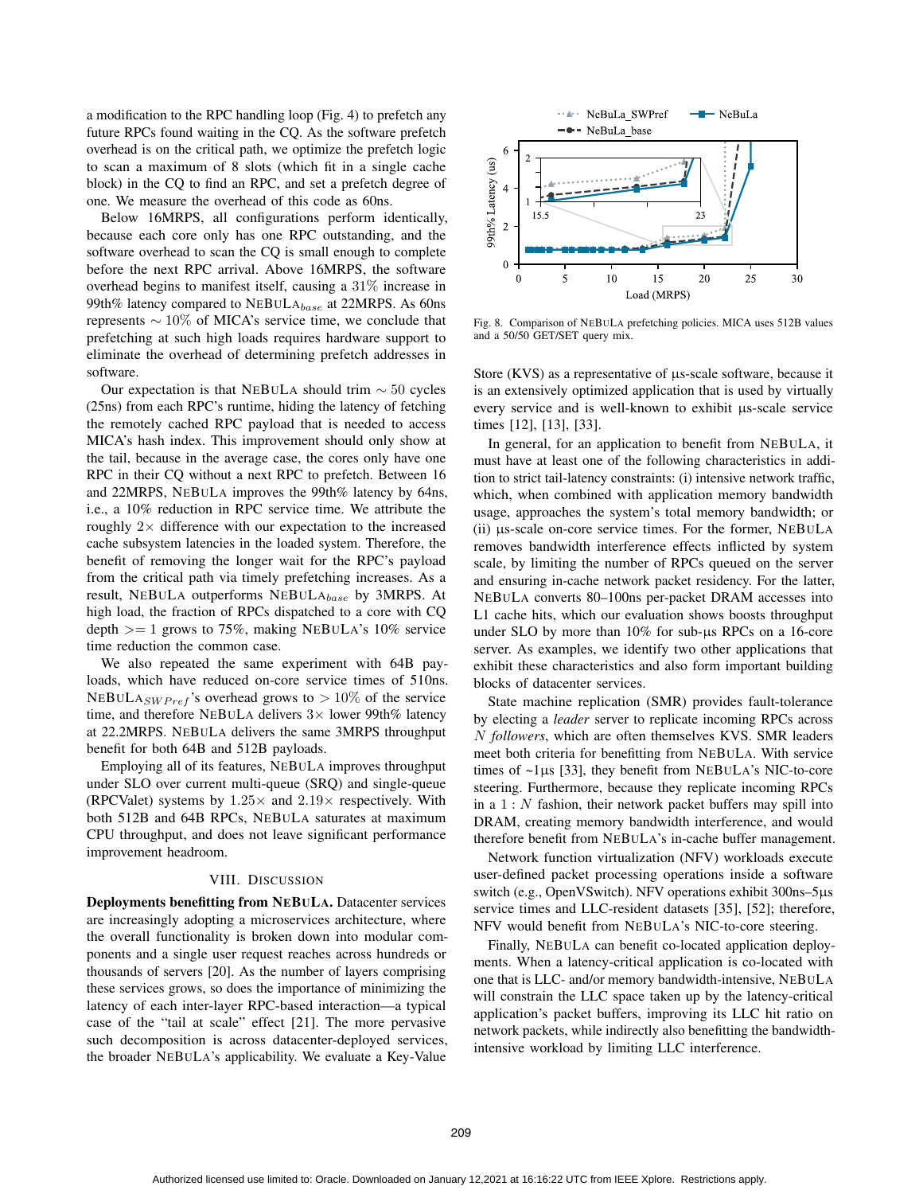a modification to the RPC handling loop (Fig. 4) to prefetch any future RPCs found waiting in the CQ. As the software prefetch overhead is on the critical path, we optimize the prefetch logic to scan a maximum of 8 slots (which fit in a single cache block) in the CQ to find an RPC, and set a prefetch degree of one. We measure the overhead of this code as 60ns.

Below 16MRPS, all configurations perform identically, because each core only has one RPC outstanding, and the software overhead to scan the CQ is small enough to complete before the next RPC arrival. Above 16MRPS, the software overhead begins to manifest itself, causing a $31\%$ increase in 99th% latency compared to NeBuLa$_{base}$ at 22MRPS. As 60ns represents $\sim 10\%$ of MICA's service time, we conclude that prefetching at such high loads requires hardware support to eliminate the overhead of determining prefetch addresses in software.

Our expectation is that NeBuLa should trim $\sim 50$ cycles (25ns) from each RPC's runtime, hiding the latency of fetching the remotely cached RPC payload that is needed to access MICA's hash index. This improvement should only show at the tail, because in the average case, the cores only have one RPC in their CQ without a next RPC to prefetch. Between 16 and 22MRPS, NeBuLa improves the 99th% latency by 64ns, i.e., a 10% reduction in RPC service time. We attribute the roughly $2\times$ difference with our expectation to the increased cache subsystem latencies in the loaded system. Therefore, the benefit of removing the longer wait for the RPC's payload from the critical path via timely prefetching increases. As a result, NeBuLa outperforms NeBuLa$_{base}$ by 3MRPS. At high load, the fraction of RPCs dispatched to a core with CQ depth $>= 1$ grows to 75%, making NeBuLa's 10% service time reduction the common case.

We also repeated the same experiment with 64B payloads, which have reduced on-core service times of 510ns. NeBuLa$_{SWPref}$'s overhead grows to $> 10\%$ of the service time, and therefore NeBuLa delivers $3\times$ lower 99th% latency at 22.2MRPS. NeBuLa delivers the same 3MRPS throughput benefit for both 64B and 512B payloads.

Employing all of its features, NeBuLa improves throughput under SLO over current multi-queue (SRQ) and single-queue (RPCValet) systems by $1.25\times$ and $2.19\times$ respectively. With both 512B and 64B RPCs, NeBuLa saturates at maximum CPU throughput, and does not leave significant performance improvement headroom.

Fig. 8. Comparison of NeBuLa prefetching policies. MICA uses 512B values and a 50/50 GET/SET query mix.

## VIII. Discussion

**Deployments benefitting from NeBuLa.** Datacenter services are increasingly adopting a microservices architecture, where the overall functionality is broken down into modular components and a single user request reaches across hundreds or thousands of servers [20]. As the number of layers comprising these services grows, so does the importance of minimizing the latency of each inter-layer RPC-based interaction—a typical case of the "tail at scale" effect [21]. The more pervasive such decomposition is across datacenter-deployed services, the broader NeBuLa's applicability. We evaluate a Key-Value Store (KVS) as a representative of µs-scale software, because it is an extensively optimized application that is used by virtually every service and is well-known to exhibit µs-scale service times [12], [13], [33].

In general, for an application to benefit from NeBuLa, it must have at least one of the following characteristics in addition to strict tail-latency constraints: (i) intensive network traffic, which, when combined with application memory bandwidth usage, approaches the system's total memory bandwidth; or (ii) µs-scale on-core service times. For the former, NeBuLa removes bandwidth interference effects inflicted by system scale, by limiting the number of RPCs queued on the server and ensuring in-cache network packet residency. For the latter, NeBuLa converts 80–100ns per-packet DRAM accesses into L1 cache hits, which our evaluation shows boosts throughput under SLO by more than 10% for sub-µs RPCs on a 16-core server. As examples, we identify two other applications that exhibit these characteristics and also form important building blocks of datacenter services.

State machine replication (SMR) provides fault-tolerance by electing a *leader* server to replicate incoming RPCs across $N$ *followers*, which are often themselves KVS. SMR leaders meet both criteria for benefitting from NeBuLa. With service times of ~1µs [33], they benefit from NeBuLa's NIC-to-core steering. Furthermore, because they replicate incoming RPCs in a $1:N$ fashion, their network packet buffers may spill into DRAM, creating memory bandwidth interference, and would therefore benefit from NeBuLa's in-cache buffer management.

Network function virtualization (NFV) workloads execute user-defined packet processing operations inside a software switch (e.g., OpenVSwitch). NFV operations exhibit 300ns–5µs service times and LLC-resident datasets [35], [52]; therefore, NFV would benefit from NeBuLa's NIC-to-core steering.

Finally, NeBuLa can benefit co-located application deployments. When a latency-critical application is co-located with one that is LLC- and/or memory bandwidth-intensive, NeBuLa will constrain the LLC space taken up by the latency-critical application's packet buffers, improving its LLC hit ratio on network packets, while indirectly also benefitting the bandwidth-intensive workload by limiting LLC interference.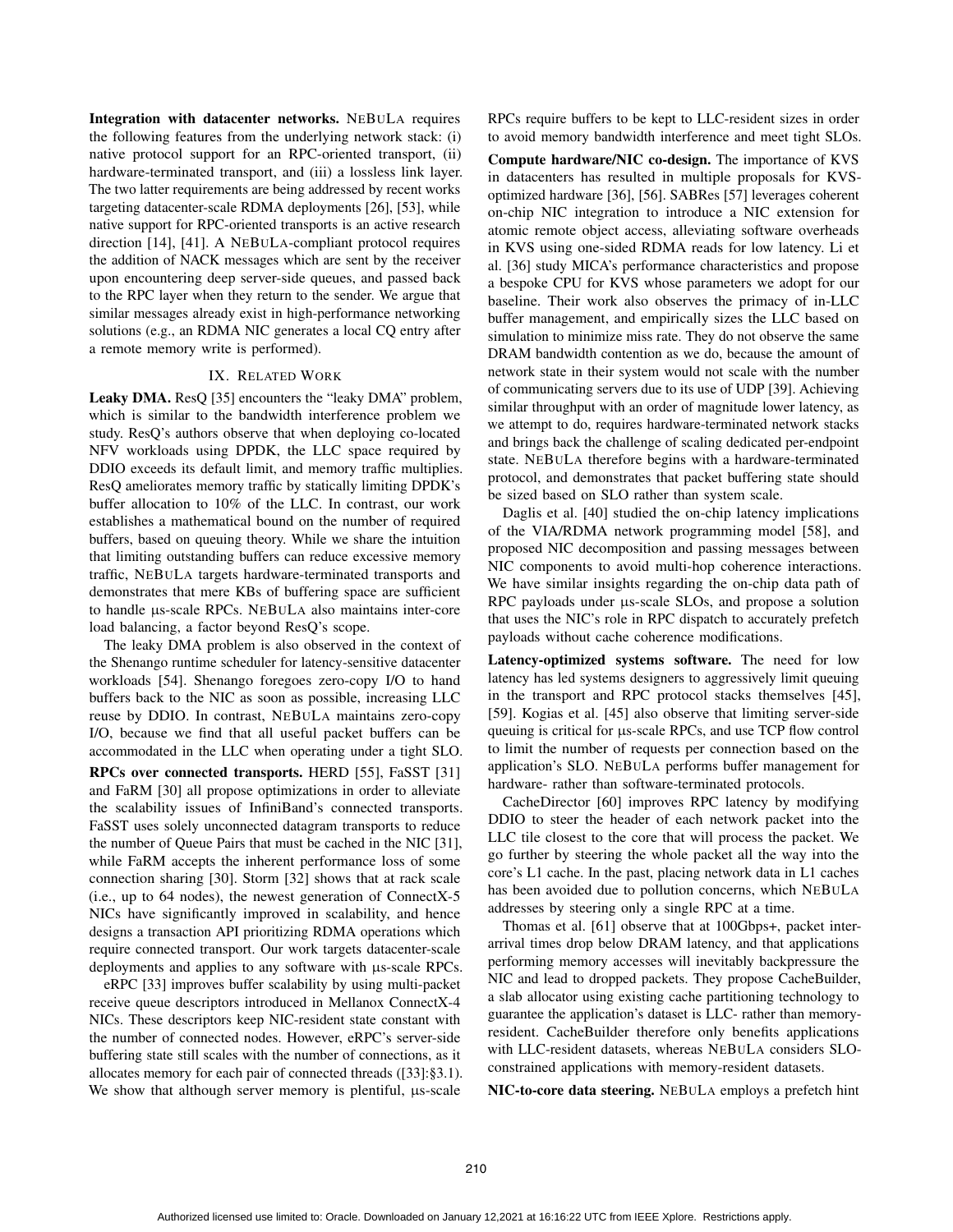**Integration with datacenter networks.** NEBULA requires the following features from the underlying network stack: (i) native protocol support for an RPC-oriented transport, (ii) hardware-terminated transport, and (iii) a lossless link layer. The two latter requirements are being addressed by recent works targeting datacenter-scale RDMA deployments [26], [53], while native support for RPC-oriented transports is an active research direction [14], [41]. A NEBULA-compliant protocol requires the addition of NACK messages which are sent by the receiver upon encountering deep server-side queues, and passed back to the RPC layer when they return to the sender. We argue that similar messages already exist in high-performance networking solutions (e.g., an RDMA NIC generates a local CQ entry after a remote memory write is performed).

## IX. Related Work

**Leaky DMA.** ResQ [35] encounters the "leaky DMA" problem, which is similar to the bandwidth interference problem we study. ResQ's authors observe that when deploying co-located NFV workloads using DPDK, the LLC space required by DDIO exceeds its default limit, and memory traffic multiplies. ResQ ameliorates memory traffic by statically limiting DPDK's buffer allocation to 10% of the LLC. In contrast, our work establishes a mathematical bound on the number of required buffers, based on queuing theory. While we share the intuition that limiting outstanding buffers can reduce excessive memory traffic, NEBULA targets hardware-terminated transports and demonstrates that mere KBs of buffering space are sufficient to handle µs-scale RPCs. NEBULA also maintains inter-core load balancing, a factor beyond ResQ's scope.

The leaky DMA problem is also observed in the context of the Shenango runtime scheduler for latency-sensitive datacenter workloads [54]. Shenango foregoes zero-copy I/O to hand buffers back to the NIC as soon as possible, increasing LLC reuse by DDIO. In contrast, NEBULA maintains zero-copy I/O, because we find that all useful packet buffers can be accommodated in the LLC when operating under a tight SLO.

**RPCs over connected transports.** HERD [55], FaSST [31] and FaRM [30] all propose optimizations in order to alleviate the scalability issues of InfiniBand's connected transports. FaSST uses solely unconnected datagram transports to reduce the number of Queue Pairs that must be cached in the NIC [31], while FaRM accepts the inherent performance loss of some connection sharing [30]. Storm [32] shows that at rack scale (i.e., up to 64 nodes), the newest generation of ConnectX-5 NICs have significantly improved in scalability, and hence designs a transaction API prioritizing RDMA operations which require connected transport. Our work targets datacenter-scale deployments and applies to any software with µs-scale RPCs.

eRPC [33] improves buffer scalability by using multi-packet receive queue descriptors introduced in Mellanox ConnectX-4 NICs. These descriptors keep NIC-resident state constant with the number of connected nodes. However, eRPC's server-side buffering state still scales with the number of connections, as it allocates memory for each pair of connected threads ([33]:§3.1). We show that although server memory is plentiful, µs-scale RPCs require buffers to be kept to LLC-resident sizes in order to avoid memory bandwidth interference and meet tight SLOs.

**Compute hardware/NIC co-design.** The importance of KVS in datacenters has resulted in multiple proposals for KVS-optimized hardware [36], [56]. SABRes [57] leverages coherent on-chip NIC integration to introduce a NIC extension for atomic remote object access, alleviating software overheads in KVS using one-sided RDMA reads for low latency. Li et al. [36] study MICA's performance characteristics and propose a bespoke CPU for KVS whose parameters we adopt for our baseline. Their work also observes the primacy of in-LLC buffer management, and empirically sizes the LLC based on simulation to minimize miss rate. They do not observe the same DRAM bandwidth contention as we do, because the amount of network state in their system would not scale with the number of communicating servers due to its use of UDP [39]. Achieving similar throughput with an order of magnitude lower latency, as we attempt to do, requires hardware-terminated network stacks and brings back the challenge of scaling dedicated per-endpoint state. NEBULA therefore begins with a hardware-terminated protocol, and demonstrates that packet buffering state should be sized based on SLO rather than system scale.

Daglis et al. [40] studied the on-chip latency implications of the VIA/RDMA network programming model [58], and proposed NIC decomposition and passing messages between NIC components to avoid multi-hop coherence interactions. We have similar insights regarding the on-chip data path of RPC payloads under µs-scale SLOs, and propose a solution that uses the NIC's role in RPC dispatch to accurately prefetch payloads without cache coherence modifications.

**Latency-optimized systems software.** The need for low latency has led systems designers to aggressively limit queuing in the transport and RPC protocol stacks themselves [45], [59]. Kogias et al. [45] also observe that limiting server-side queuing is critical for µs-scale RPCs, and use TCP flow control to limit the number of requests per connection based on the application's SLO. NEBULA performs buffer management for hardware- rather than software-terminated protocols.

CacheDirector [60] improves RPC latency by modifying DDIO to steer the header of each network packet into the LLC tile closest to the core that will process the packet. We go further by steering the whole packet all the way into the core's L1 cache. In the past, placing network data in L1 caches has been avoided due to pollution concerns, which NEBULA addresses by steering only a single RPC at a time.

Thomas et al. [61] observe that at 100Gbps+, packet inter-arrival times drop below DRAM latency, and that applications performing memory accesses will inevitably backpressure the NIC and lead to dropped packets. They propose CacheBuilder, a slab allocator using existing cache partitioning technology to guarantee the application's dataset is LLC- rather than memory-resident. CacheBuilder therefore only benefits applications with LLC-resident datasets, whereas NEBULA considers SLO-constrained applications with memory-resident datasets.

**NIC-to-core data steering.** NEBULA employs a prefetch hint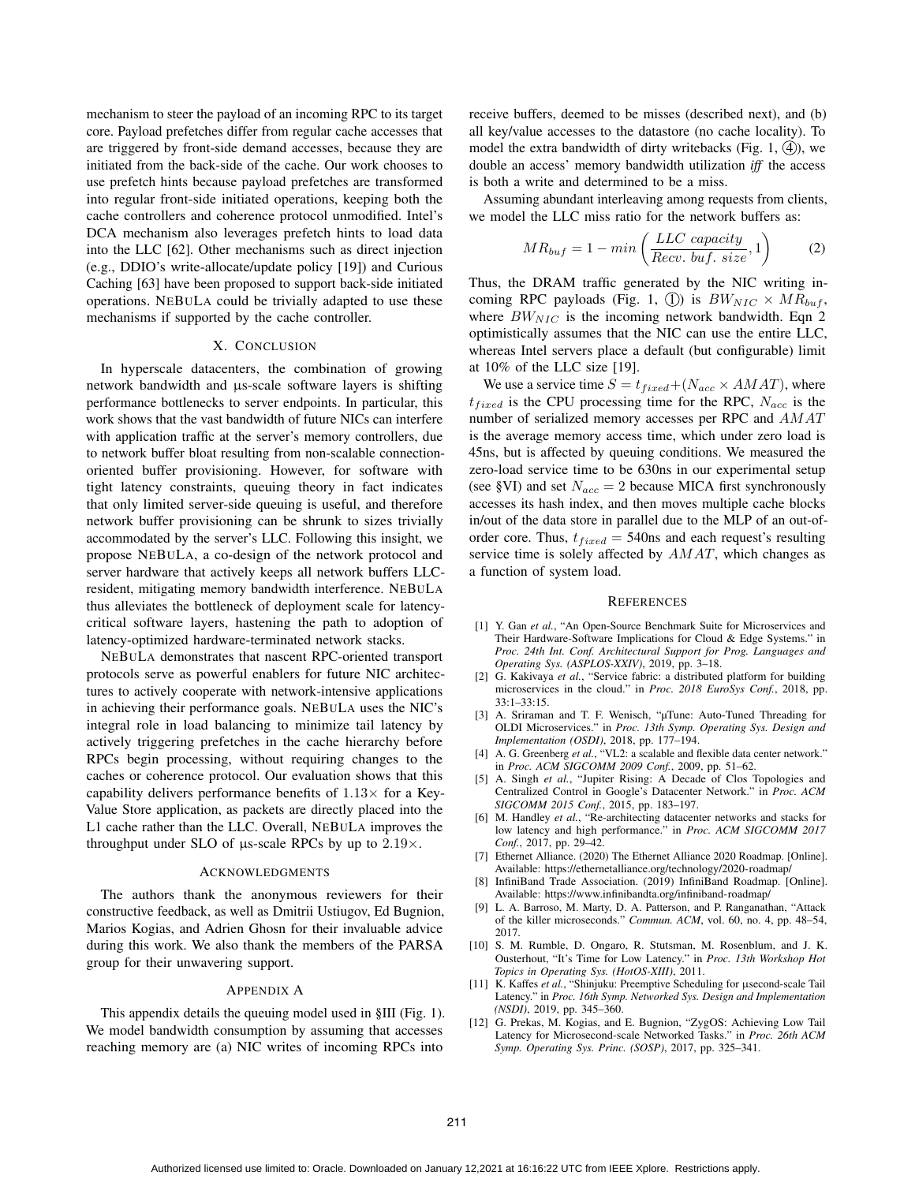mechanism to steer the payload of an incoming RPC to its target core. Payload prefetches differ from regular cache accesses that are triggered by front-side demand accesses, because they are initiated from the back-side of the cache. Our work chooses to use prefetch hints because payload prefetches are transformed into regular front-side initiated operations, keeping both the cache controllers and coherence protocol unmodified. Intel's DCA mechanism also leverages prefetch hints to load data into the LLC [62]. Other mechanisms such as direct injection (e.g., DDIO's write-allocate/update policy [19]) and Curious Caching [63] have been proposed to support back-side initiated operations. NEBULA could be trivially adapted to use these mechanisms if supported by the cache controller.

## X. Conclusion

In hyperscale datacenters, the combination of growing network bandwidth and µs-scale software layers is shifting performance bottlenecks to server endpoints. In particular, this work shows that the vast bandwidth of future NICs can interfere with application traffic at the server's memory controllers, due to network buffer bloat resulting from non-scalable connection-oriented buffer provisioning. However, for software with tight latency constraints, queuing theory in fact indicates that only limited server-side queuing is useful, and therefore network buffer provisioning can be shrunk to sizes trivially accommodated by the server's LLC. Following this insight, we propose NEBULA, a co-design of the network protocol and server hardware that actively keeps all network buffers LLC-resident, mitigating memory bandwidth interference. NEBULA thus alleviates the bottleneck of deployment scale for latency-critical software layers, hastening the path to adoption of latency-optimized hardware-terminated network stacks.

NEBULA demonstrates that nascent RPC-oriented transport protocols serve as powerful enablers for future NIC architectures to actively cooperate with network-intensive applications in achieving their performance goals. NEBULA uses the NIC's integral role in load balancing to minimize tail latency by actively triggering prefetches in the cache hierarchy before RPCs begin processing, without requiring changes to the caches or coherence protocol. Our evaluation shows that this capability delivers performance benefits of $1.13\times$ for a Key-Value Store application, as packets are directly placed into the L1 cache rather than the LLC. Overall, NEBULA improves the throughput under SLO of µs-scale RPCs by up to $2.19\times$.

## Acknowledgments

The authors thank the anonymous reviewers for their constructive feedback, as well as Dmitrii Ustiugov, Ed Bugnion, Marios Kogias, and Adrien Ghosn for their invaluable advice during this work. We also thank the members of the PARSA group for their unwavering support.

## Appendix A

This appendix details the queuing model used in §III (Fig. 1). We model bandwidth consumption by assuming that accesses reaching memory are (a) NIC writes of incoming RPCs into receive buffers, deemed to be misses (described next), and (b) all key/value accesses to the datastore (no cache locality). To model the extra bandwidth of dirty writebacks (Fig. 1, ④), we double an access' memory bandwidth utilization *iff* the access is both a write and determined to be a miss.

Assuming abundant interleaving among requests from clients, we model the LLC miss ratio for the network buffers as:

$$MR_{buf} = 1 - min\left(\frac{LLC\ capacity}{Recv.\ buf.\ size}, 1\right) \qquad (2)$$

Thus, the DRAM traffic generated by the NIC writing incoming RPC payloads (Fig. 1, ①) is $BW_{NIC} \times MR_{buf}$, where $BW_{NIC}$ is the incoming network bandwidth. Eqn 2 optimistically assumes that the NIC can use the entire LLC, whereas Intel servers place a default (but configurable) limit at 10% of the LLC size [19].

We use a service time $S = t_{fixed} + (N_{acc} \times AMAT)$, where $t_{fixed}$ is the CPU processing time for the RPC, $N_{acc}$ is the number of serialized memory accesses per RPC and $AMAT$ is the average memory access time, which under zero load is 45ns, but is affected by queuing conditions. We measured the zero-load service time to be 630ns in our experimental setup (see §VI) and set $N_{acc} = 2$ because MICA first synchronously accesses its hash index, and then moves multiple cache blocks in/out of the data store in parallel due to the MLP of an out-of-order core. Thus, $t_{fixed} = 540$ns and each request's resulting service time is solely affected by $AMAT$, which changes as a function of system load.

## References

[1] Y. Gan *et al.*, "An Open-Source Benchmark Suite for Microservices and Their Hardware-Software Implications for Cloud & Edge Systems." in *Proc. 24th Int. Conf. Architectural Support for Prog. Languages and Operating Sys. (ASPLOS-XXIV)*, 2019, pp. 3–18.

[2] G. Kakivaya *et al.*, "Service fabric: a distributed platform for building microservices in the cloud." in *Proc. 2018 EuroSys Conf.*, 2018, pp. 33:1–33:15.

[3] A. Sriraman and T. F. Wenisch, "µTune: Auto-Tuned Threading for OLDI Microservices." in *Proc. 13th Symp. Operating Sys. Design and Implementation (OSDI)*, 2018, pp. 177–194.

[4] A. G. Greenberg *et al.*, "VL2: a scalable and flexible data center network." in *Proc. ACM SIGCOMM 2009 Conf.*, 2009, pp. 51–62.

[5] A. Singh *et al.*, "Jupiter Rising: A Decade of Clos Topologies and Centralized Control in Google's Datacenter Network." in *Proc. ACM SIGCOMM 2015 Conf.*, 2015, pp. 183–197.

[6] M. Handley *et al.*, "Re-architecting datacenter networks and stacks for low latency and high performance." in *Proc. ACM SIGCOMM 2017 Conf.*, 2017, pp. 29–42.

[7] Ethernet Alliance. (2020) The Ethernet Alliance 2020 Roadmap. [Online]. Available: https://ethernetalliance.org/technology/2020-roadmap/

[8] InfiniBand Trade Association. (2019) InfiniBand Roadmap. [Online]. Available: https://www.infinibandta.org/infiniband-roadmap/

[9] L. A. Barroso, M. Marty, D. A. Patterson, and P. Ranganathan, "Attack of the killer microseconds." *Commun. ACM*, vol. 60, no. 4, pp. 48–54, 2017.

[10] S. M. Rumble, D. Ongaro, R. Stutsman, M. Rosenblum, and J. K. Ousterhout, "It's Time for Low Latency." in *Proc. 13th Workshop Hot Topics in Operating Sys. (HotOS-XIII)*, 2011.

[11] K. Kaffes *et al.*, "Shinjuku: Preemptive Scheduling for µsecond-scale Tail Latency." in *Proc. 16th Symp. Networked Sys. Design and Implementation (NSDI)*, 2019, pp. 345–360.

[12] G. Prekas, M. Kogias, and E. Bugnion, "ZygOS: Achieving Low Tail Latency for Microsecond-scale Networked Tasks." in *Proc. 26th ACM Symp. Operating Sys. Princ. (SOSP)*, 2017, pp. 325–341.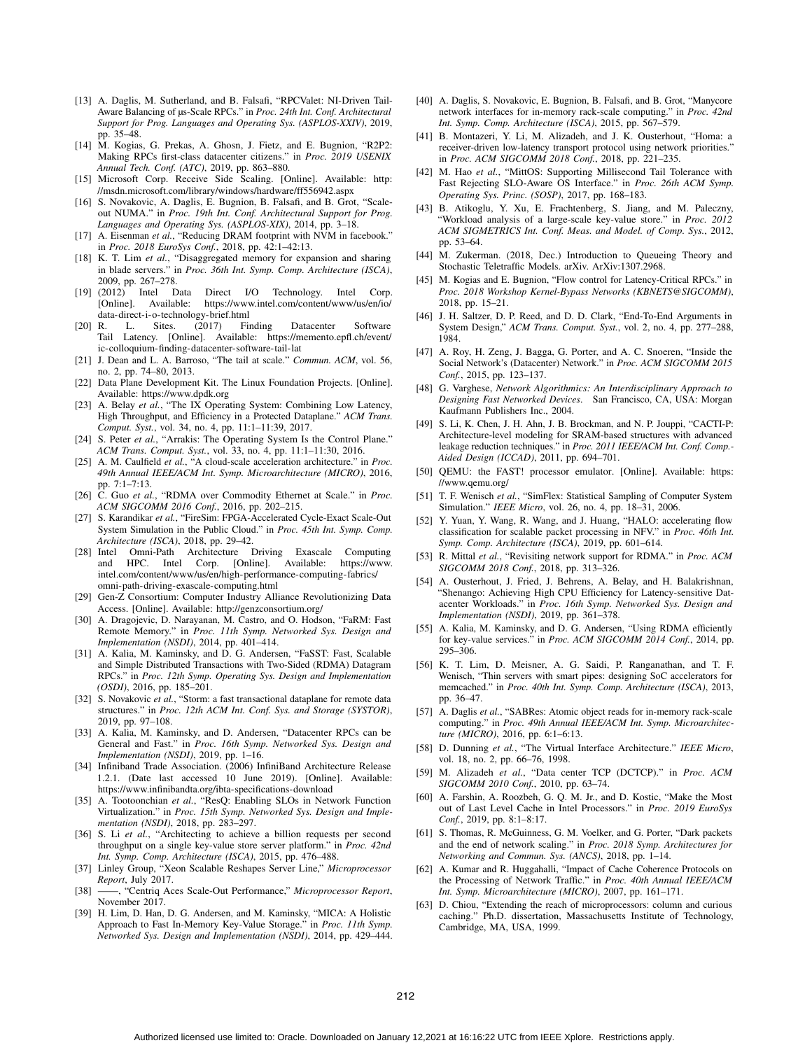[13] A. Daglis, M. Sutherland, and B. Falsafi, "RPCValet: NI-Driven Tail-Aware Balancing of µs-Scale RPCs." in *Proc. 24th Int. Conf. Architectural Support for Prog. Languages and Operating Sys. (ASPLOS-XXIV)*, 2019, pp. 35–48.

[14] M. Kogias, G. Prekas, A. Ghosn, J. Fietz, and E. Bugnion, "R2P2: Making RPCs first-class datacenter citizens." in *Proc. 2019 USENIX Annual Tech. Conf. (ATC)*, 2019, pp. 863–880.

[15] Microsoft Corp. Receive Side Scaling. [Online]. Available: http://msdn.microsoft.com/library/windows/hardware/ff556942.aspx

[16] S. Novakovic, A. Daglis, E. Bugnion, B. Falsafi, and B. Grot, "Scale-out NUMA." in *Proc. 19th Int. Conf. Architectural Support for Prog. Languages and Operating Sys. (ASPLOS-XIX)*, 2014, pp. 3–18.

[17] A. Eisenman *et al.*, "Reducing DRAM footprint with NVM in facebook." in *Proc. 2018 EuroSys Conf.*, 2018, pp. 42:1–42:13.

[18] K. T. Lim *et al.*, "Disaggregated memory for expansion and sharing in blade servers." in *Proc. 36th Int. Symp. Comp. Architecture (ISCA)*, 2009, pp. 267–278.

[19] (2012) Intel Data Direct I/O Technology. Intel Corp. [Online]. Available: https://www.intel.com/content/www/us/en/io/data-direct-i-o-technology-brief.html

[20] R. L. Sites. (2017) Finding Datacenter Software Tail Latency. [Online]. Available: https://memento.epfl.ch/event/ic-colloquium-finding-datacenter-software-tail-lat

[21] J. Dean and L. A. Barroso, "The tail at scale." *Commun. ACM*, vol. 56, no. 2, pp. 74–80, 2013.

[22] Data Plane Development Kit. The Linux Foundation Projects. [Online]. Available: https://www.dpdk.org

[23] A. Belay *et al.*, "The IX Operating System: Combining Low Latency, High Throughput, and Efficiency in a Protected Dataplane." *ACM Trans. Comput. Syst.*, vol. 34, no. 4, pp. 11:1–11:39, 2017.

[24] S. Peter *et al.*, "Arrakis: The Operating System Is the Control Plane." *ACM Trans. Comput. Syst.*, vol. 33, no. 4, pp. 11:1–11:30, 2016.

[25] A. M. Caulfield *et al.*, "A cloud-scale acceleration architecture." in *Proc. 49th Annual IEEE/ACM Int. Symp. Microarchitecture (MICRO)*, 2016, pp. 7:1–7:13.

[26] C. Guo *et al.*, "RDMA over Commodity Ethernet at Scale." in *Proc. ACM SIGCOMM 2016 Conf.*, 2016, pp. 202–215.

[27] S. Karandikar *et al.*, "FireSim: FPGA-Accelerated Cycle-Exact Scale-Out System Simulation in the Public Cloud." in *Proc. 45th Int. Symp. Comp. Architecture (ISCA)*, 2018, pp. 29–42.

[28] Intel Omni-Path Architecture Driving Exascale Computing and HPC. Intel Corp. [Online]. Available: https://www.intel.com/content/www/us/en/high-performance-computing-fabrics/omni-path-driving-exascale-computing.html

[29] Gen-Z Consortium: Computer Industry Alliance Revolutionizing Data Access. [Online]. Available: http://genzconsortium.org/

[30] A. Dragojevic, D. Narayanan, M. Castro, and O. Hodson, "FaRM: Fast Remote Memory." in *Proc. 11th Symp. Networked Sys. Design and Implementation (NSDI)*, 2014, pp. 401–414.

[31] A. Kalia, M. Kaminsky, and D. G. Andersen, "FaSST: Fast, Scalable and Simple Distributed Transactions with Two-Sided (RDMA) Datagram RPCs." in *Proc. 12th Symp. Operating Sys. Design and Implementation (OSDI)*, 2016, pp. 185–201.

[32] S. Novakovic *et al.*, "Storm: a fast transactional dataplane for remote data structures." in *Proc. 12th ACM Int. Conf. Sys. and Storage (SYSTOR)*, 2019, pp. 97–108.

[33] A. Kalia, M. Kaminsky, and D. Andersen, "Datacenter RPCs can be General and Fast." in *Proc. 16th Symp. Networked Sys. Design and Implementation (NSDI)*, 2019, pp. 1–16.

[34] Infiniband Trade Association. (2006) InfiniBand Architecture Release 1.2.1. (Date last accessed 10 June 2019). [Online]. Available: https://www.infinibandta.org/ibta-specifications-download

[35] A. Tootoonchian *et al.*, "ResQ: Enabling SLOs in Network Function Virtualization." in *Proc. 15th Symp. Networked Sys. Design and Implementation (NSDI)*, 2018, pp. 283–297.

[36] S. Li *et al.*, "Architecting to achieve a billion requests per second throughput on a single key-value store server platform." in *Proc. 42nd Int. Symp. Comp. Architecture (ISCA)*, 2015, pp. 476–488.

[37] Linley Group, "Xeon Scalable Reshapes Server Line," *Microprocessor Report*, July 2017.

[38] ——, "Centriq Aces Scale-Out Performance," *Microprocessor Report*, November 2017.

[39] H. Lim, D. Han, D. G. Andersen, and M. Kaminsky, "MICA: A Holistic Approach to Fast In-Memory Key-Value Storage." in *Proc. 11th Symp. Networked Sys. Design and Implementation (NSDI)*, 2014, pp. 429–444.

[40] A. Daglis, S. Novakovic, E. Bugnion, B. Falsafi, and B. Grot, "Manycore network interfaces for in-memory rack-scale computing." in *Proc. 42nd Int. Symp. Comp. Architecture (ISCA)*, 2015, pp. 567–579.

[41] B. Montazeri, Y. Li, M. Alizadeh, and J. K. Ousterhout, "Homa: a receiver-driven low-latency transport protocol using network priorities." in *Proc. ACM SIGCOMM 2018 Conf.*, 2018, pp. 221–235.

[42] M. Hao *et al.*, "MittOS: Supporting Millisecond Tail Tolerance with Fast Rejecting SLO-Aware OS Interface." in *Proc. 26th ACM Symp. Operating Sys. Princ. (SOSP)*, 2017, pp. 168–183.

[43] B. Atikoglu, Y. Xu, E. Frachtenberg, S. Jiang, and M. Paleczny, "Workload analysis of a large-scale key-value store." in *Proc. 2012 ACM SIGMETRICS Int. Conf. Meas. and Model. of Comp. Sys.*, 2012, pp. 53–64.

[44] M. Zukerman. (2018, Dec.) Introduction to Queueing Theory and Stochastic Teletraffic Models. arXiv. ArXiv:1307.2968.

[45] M. Kogias and E. Bugnion, "Flow control for Latency-Critical RPCs." in *Proc. 2018 Workshop Kernel-Bypass Networks (KBNETS@SIGCOMM)*, 2018, pp. 15–21.

[46] J. H. Saltzer, D. P. Reed, and D. D. Clark, "End-To-End Arguments in System Design," *ACM Trans. Comput. Syst.*, vol. 2, no. 4, pp. 277–288, 1984.

[47] A. Roy, H. Zeng, J. Bagga, G. Porter, and A. C. Snoeren, "Inside the Social Network's (Datacenter) Network." in *Proc. ACM SIGCOMM 2015 Conf.*, 2015, pp. 123–137.

[48] G. Varghese, *Network Algorithmics: An Interdisciplinary Approach to Designing Fast Networked Devices*. San Francisco, CA, USA: Morgan Kaufmann Publishers Inc., 2004.

[49] S. Li, K. Chen, J. H. Ahn, J. B. Brockman, and N. P. Jouppi, "CACTI-P: Architecture-level modeling for SRAM-based structures with advanced leakage reduction techniques." in *Proc. 2011 IEEE/ACM Int. Conf. Comp.-Aided Design (ICCAD)*, 2011, pp. 694–701.

[50] QEMU: the FAST! processor emulator. [Online]. Available: https://www.qemu.org/

[51] T. F. Wenisch *et al.*, "SimFlex: Statistical Sampling of Computer System Simulation." *IEEE Micro*, vol. 26, no. 4, pp. 18–31, 2006.

[52] Y. Yuan, Y. Wang, R. Wang, and J. Huang, "HALO: accelerating flow classification for scalable packet processing in NFV." in *Proc. 46th Int. Symp. Comp. Architecture (ISCA)*, 2019, pp. 601–614.

[53] R. Mittal *et al.*, "Revisiting network support for RDMA." in *Proc. ACM SIGCOMM 2018 Conf.*, 2018, pp. 313–326.

[54] A. Ousterhout, J. Fried, J. Behrens, A. Belay, and H. Balakrishnan, "Shenango: Achieving High CPU Efficiency for Latency-sensitive Datacenter Workloads." in *Proc. 16th Symp. Networked Sys. Design and Implementation (NSDI)*, 2019, pp. 361–378.

[55] A. Kalia, M. Kaminsky, and D. G. Andersen, "Using RDMA efficiently for key-value services." in *Proc. ACM SIGCOMM 2014 Conf.*, 2014, pp. 295–306.

[56] K. T. Lim, D. Meisner, A. G. Saidi, P. Ranganathan, and T. F. Wenisch, "Thin servers with smart pipes: designing SoC accelerators for memcached." in *Proc. 40th Int. Symp. Comp. Architecture (ISCA)*, 2013, pp. 36–47.

[57] A. Daglis *et al.*, "SABRes: Atomic object reads for in-memory rack-scale computing." in *Proc. 49th Annual IEEE/ACM Int. Symp. Microarchitecture (MICRO)*, 2016, pp. 6:1–6:13.

[58] D. Dunning *et al.*, "The Virtual Interface Architecture." *IEEE Micro*, vol. 18, no. 2, pp. 66–76, 1998.

[59] M. Alizadeh *et al.*, "Data center TCP (DCTCP)." in *Proc. ACM SIGCOMM 2010 Conf.*, 2010, pp. 63–74.

[60] A. Farshin, A. Roozbeh, G. Q. M. Jr., and D. Kostic, "Make the Most out of Last Level Cache in Intel Processors." in *Proc. 2019 EuroSys Conf.*, 2019, pp. 8:1–8:17.

[61] S. Thomas, R. McGuinness, G. M. Voelker, and G. Porter, "Dark packets and the end of network scaling." in *Proc. 2018 Symp. Architectures for Networking and Commun. Sys. (ANCS)*, 2018, pp. 1–14.

[62] A. Kumar and R. Huggahalli, "Impact of Cache Coherence Protocols on the Processing of Network Traffic." in *Proc. 40th Annual IEEE/ACM Int. Symp. Microarchitecture (MICRO)*, 2007, pp. 161–171.

[63] D. Chiou, "Extending the reach of microprocessors: column and curious caching." Ph.D. dissertation, Massachusetts Institute of Technology, Cambridge, MA, USA, 1999.